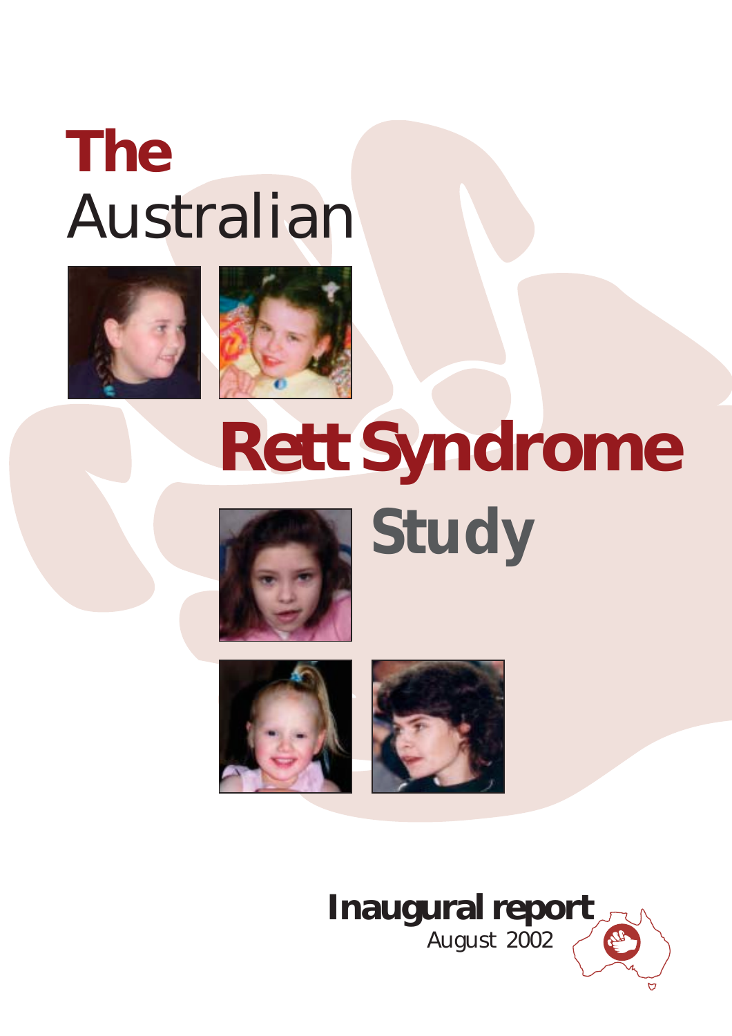# The Australian Rett Syndrome Study

**Inaugural report**

August 2002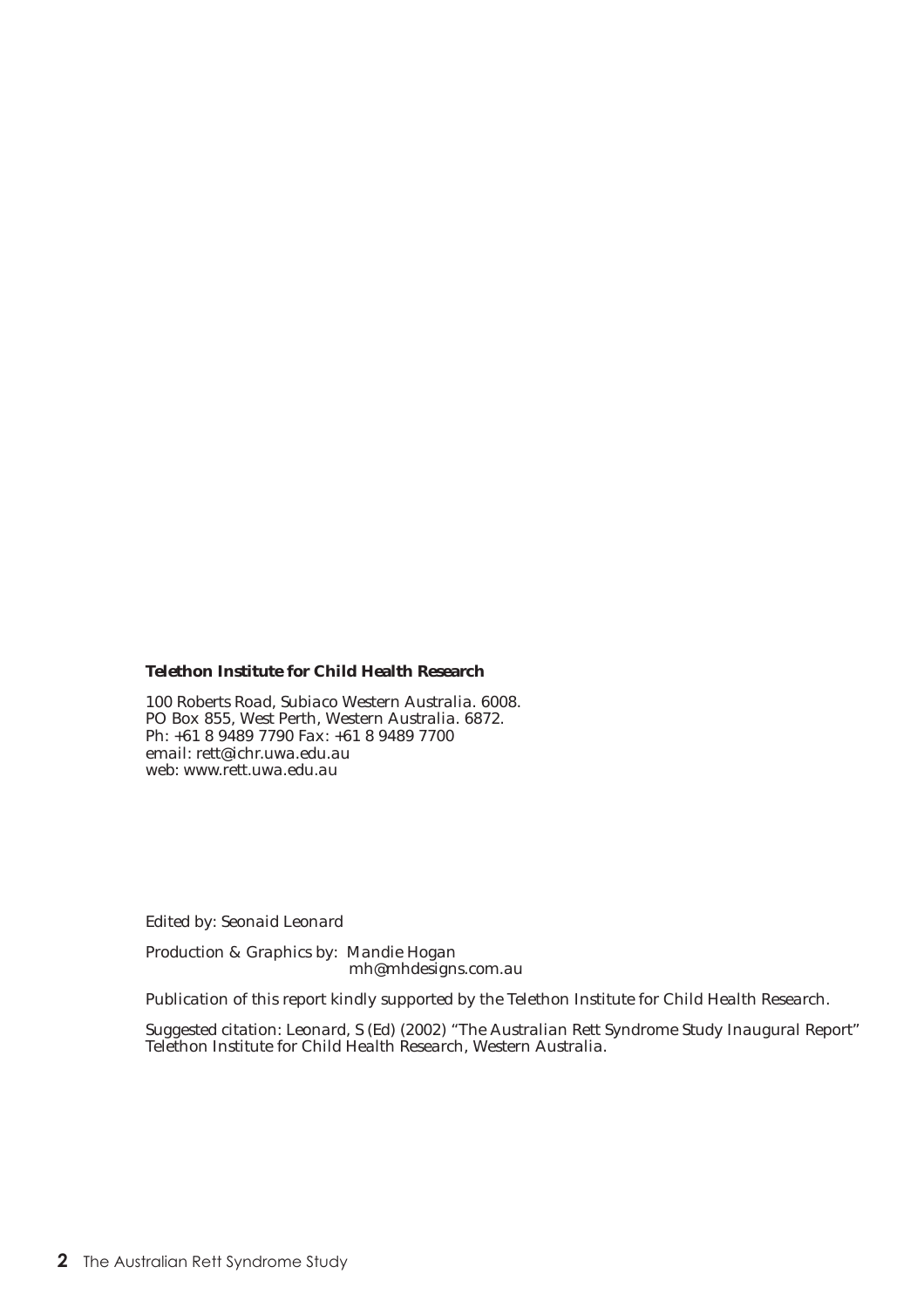**Telethon Institute for Child Health Research**

100 Roberts Road, Subiaco Western Australia. 6008.
PO Box 855, West Perth, Western Australia. 6872.
Ph: +61 8 9489 7790 Fax: +61 8 9489 7700
email: rett@ichr.uwa.edu.au
web: www.rett.uwa.edu.au

*Edited by: Seonaid Leonard*

*Production & Graphics by: Mandie Hogan*
*mh@mhdesigns.com.au*

*Publication of this report kindly supported by the Telethon Institute for Child Health Research.*

*Suggested citation: Leonard, S (Ed) (2002) "The Australian Rett Syndrome Study Inaugural Report" Telethon Institute for Child Health Research, Western Australia.*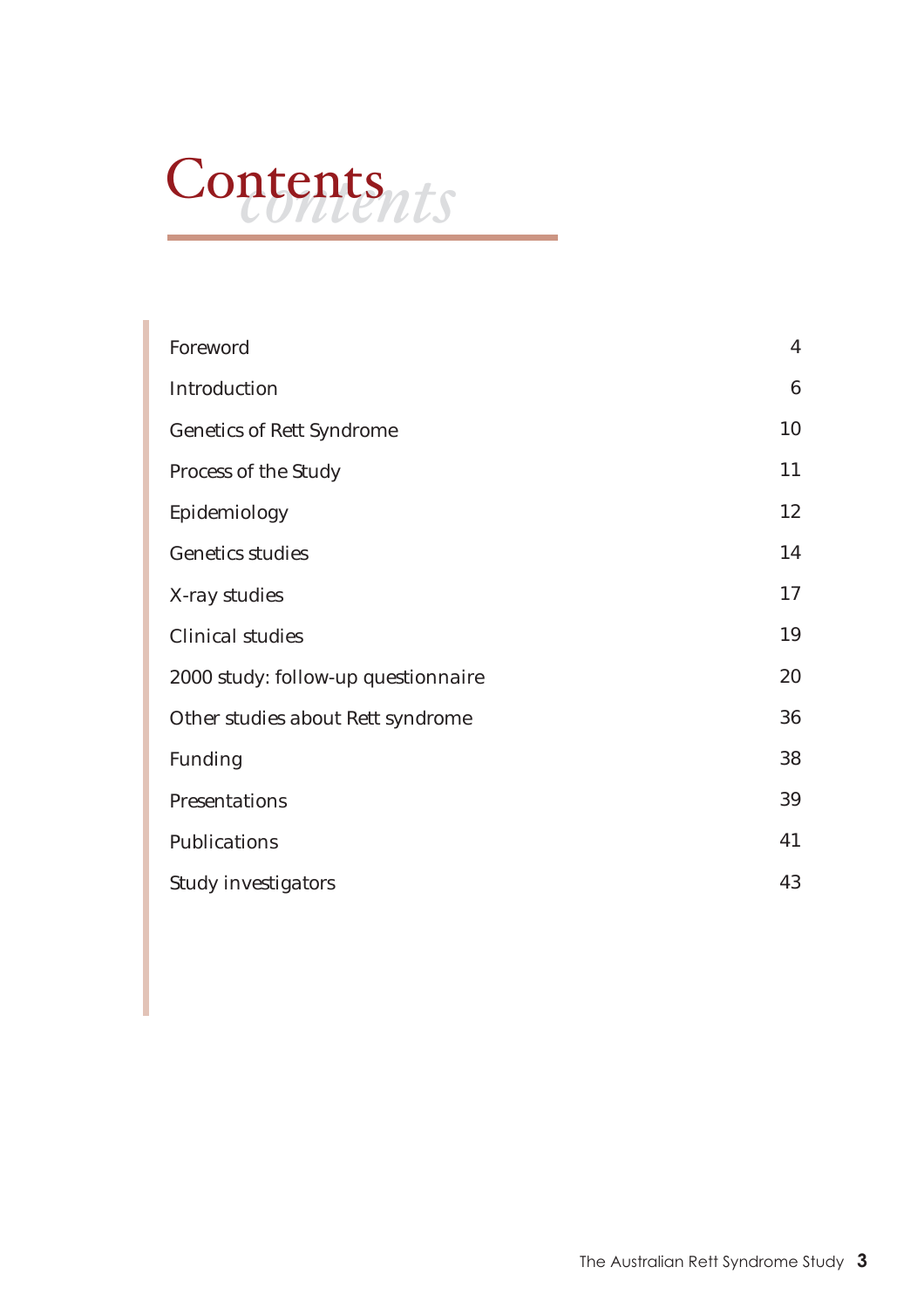# Contents

| | |
|---|---|
| Foreword | 4 |
| Introduction | 6 |
| Genetics of Rett Syndrome | 10 |
| Process of the Study | 11 |
| Epidemiology | 12 |
| Genetics studies | 14 |
| X-ray studies | 17 |
| Clinical studies | 19 |
| 2000 study: follow-up questionnaire | 20 |
| Other studies about Rett syndrome | 36 |
| Funding | 38 |
| Presentations | 39 |
| Publications | 41 |
| Study investigators | 43 |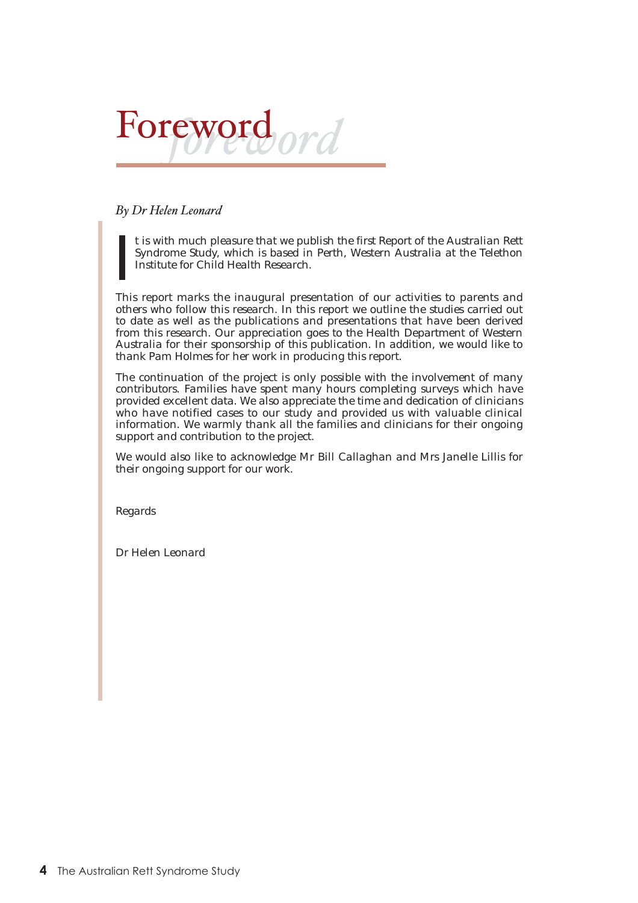# Foreword

*By Dr Helen Leonard*

It is with much pleasure that we publish the first Report of the Australian Rett Syndrome Study, which is based in Perth, Western Australia at the Telethon Institute for Child Health Research.

This report marks the inaugural presentation of our activities to parents and others who follow this research. In this report we outline the studies carried out to date as well as the publications and presentations that have been derived from this research. Our appreciation goes to the Health Department of Western Australia for their sponsorship of this publication. In addition, we would like to thank Pam Holmes for her work in producing this report.

The continuation of the project is only possible with the involvement of many contributors. Families have spent many hours completing surveys which have provided excellent data. We also appreciate the time and dedication of clinicians who have notified cases to our study and provided us with valuable clinical information. We warmly thank all the families and clinicians for their ongoing support and contribution to the project.

We would also like to acknowledge Mr Bill Callaghan and Mrs Janelle Lillis for their ongoing support for our work.

Regards

Dr Helen Leonard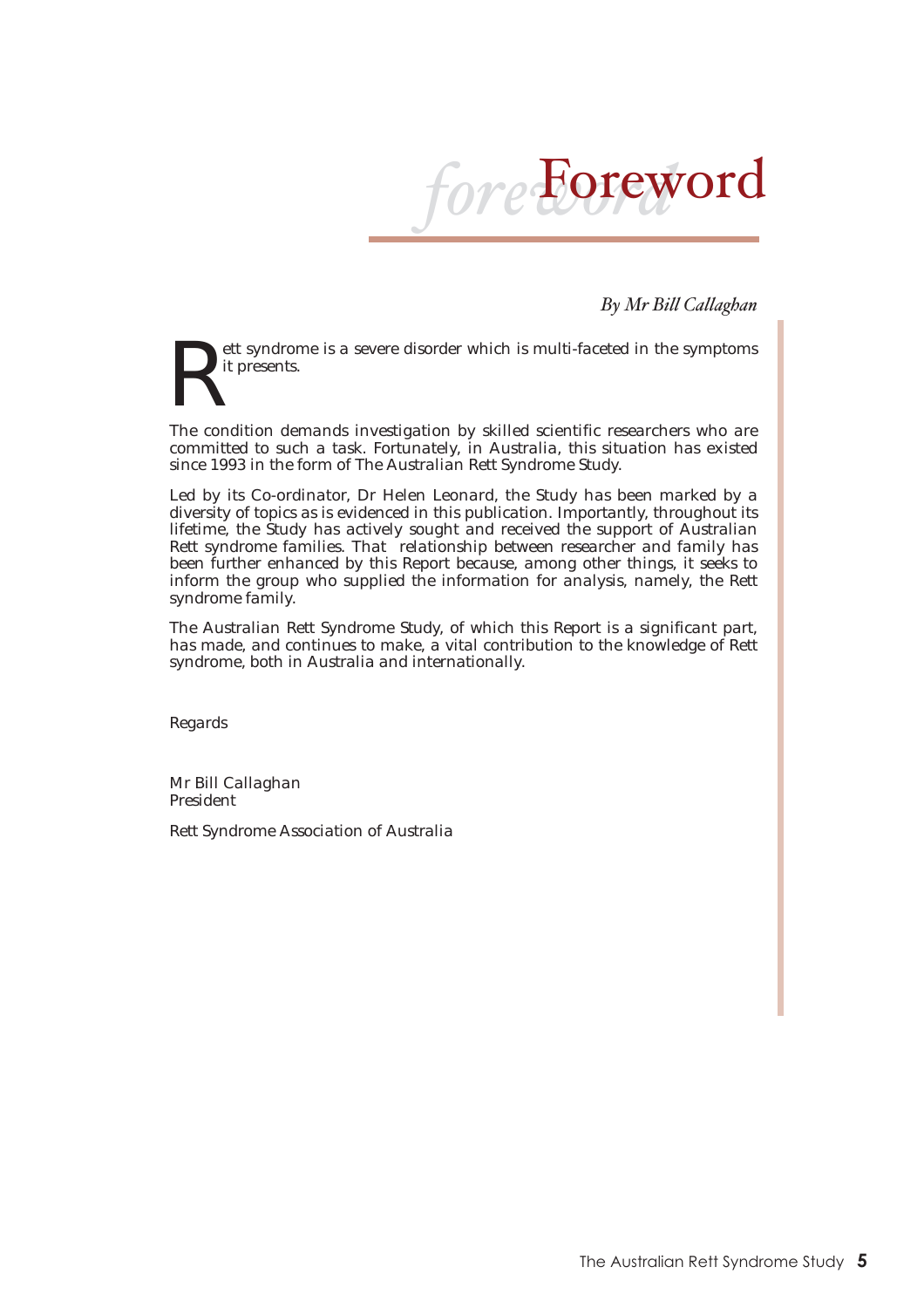# Foreword

*By Mr Bill Callaghan*

Rett syndrome is a severe disorder which is multi-faceted in the symptoms it presents.

The condition demands investigation by skilled scientific researchers who are committed to such a task. Fortunately, in Australia, this situation has existed since 1993 in the form of The Australian Rett Syndrome Study.

Led by its Co-ordinator, Dr Helen Leonard, the Study has been marked by a diversity of topics as is evidenced in this publication. Importantly, throughout its lifetime, the Study has actively sought and received the support of Australian Rett syndrome families. That relationship between researcher and family has been further enhanced by this Report because, among other things, it seeks to inform the group who supplied the information for analysis, namely, the Rett syndrome family.

The Australian Rett Syndrome Study, of which this Report is a significant part, has made, and continues to make, a vital contribution to the knowledge of Rett syndrome, both in Australia and internationally.

Regards

Mr Bill Callaghan
President

Rett Syndrome Association of Australia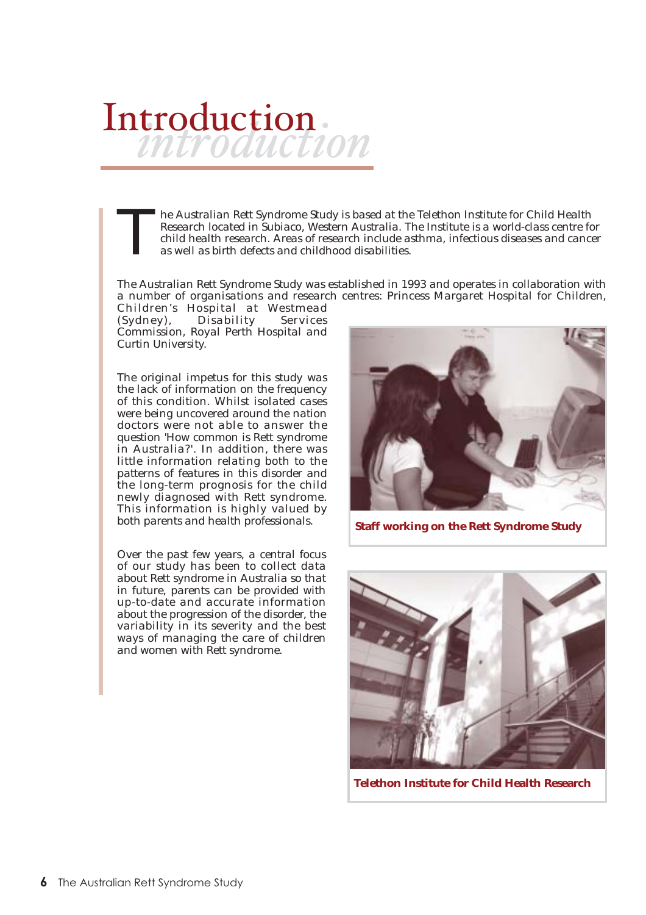# Introduction

The Australian Rett Syndrome Study is based at the Telethon Institute for Child Health Research located in Subiaco, Western Australia. The Institute is a world-class centre for child health research. Areas of research include asthma, infectious diseases and cancer as well as birth defects and childhood disabilities.

The Australian Rett Syndrome Study was established in 1993 and operates in collaboration with a number of organisations and research centres: Princess Margaret Hospital for Children, Children's Hospital at Westmead (Sydney), Disability Services Commission, Royal Perth Hospital and Curtin University.

The original impetus for this study was the lack of information on the frequency of this condition. Whilst isolated cases were being uncovered around the nation doctors were not able to answer the question 'How common is Rett syndrome in Australia?'. In addition, there was little information relating both to the patterns of features in this disorder and the long-term prognosis for the child newly diagnosed with Rett syndrome. This information is highly valued by both parents and health professionals.

Over the past few years, a central focus of our study has been to collect data about Rett syndrome in Australia so that in future, parents can be provided with up-to-date and accurate information about the progression of the disorder, the variability in its severity and the best ways of managing the care of children and women with Rett syndrome.

**Staff working on the Rett Syndrome Study**

**Telethon Institute for Child Health Research**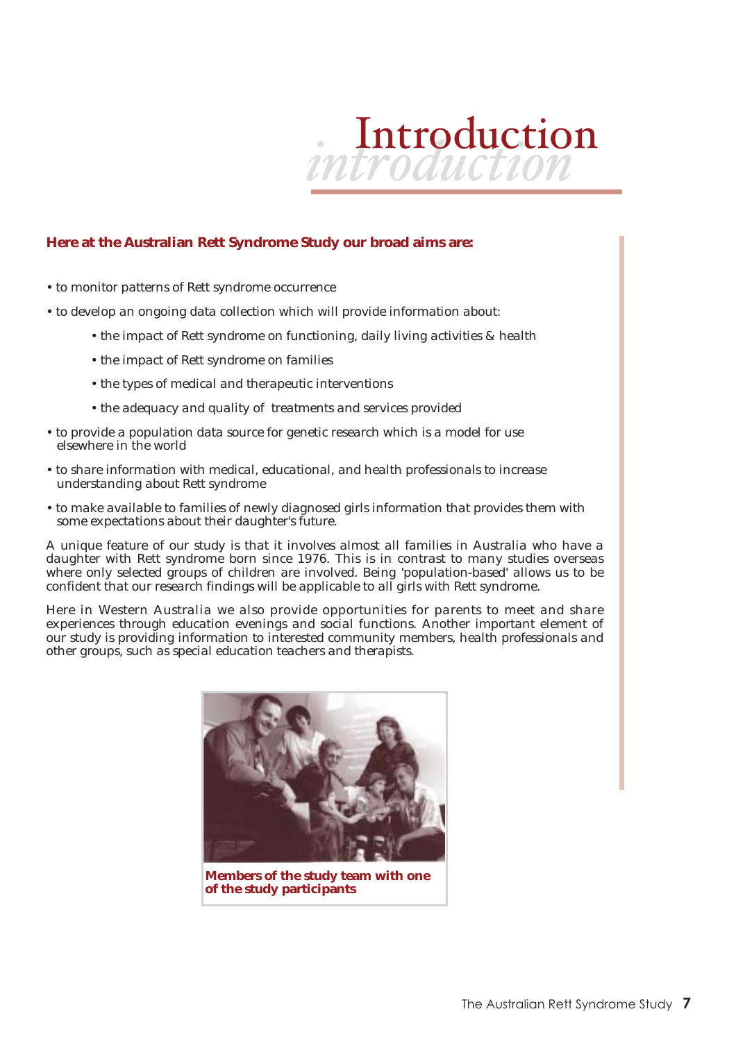# Introduction

**Here at the Australian Rett Syndrome Study our broad aims are:**

- to monitor patterns of Rett syndrome occurrence
- to develop an ongoing data collection which will provide information about:
  - the impact of Rett syndrome on functioning, daily living activities & health
  - the impact of Rett syndrome on families
  - the types of medical and therapeutic interventions
  - the adequacy and quality of treatments and services provided
- to provide a population data source for genetic research which is a model for use elsewhere in the world
- to share information with medical, educational, and health professionals to increase understanding about Rett syndrome
- to make available to families of newly diagnosed girls information that provides them with some expectations about their daughter's future.

A unique feature of our study is that it involves almost all families in Australia who have a daughter with Rett syndrome born since 1976. This is in contrast to many studies overseas where only selected groups of children are involved. Being 'population-based' allows us to be confident that our research findings will be applicable to all girls with Rett syndrome.

Here in Western Australia we also provide opportunities for parents to meet and share experiences through education evenings and social functions. Another important element of our study is providing information to interested community members, health professionals and other groups, such as special education teachers and therapists.

**Members of the study team with one of the study participants**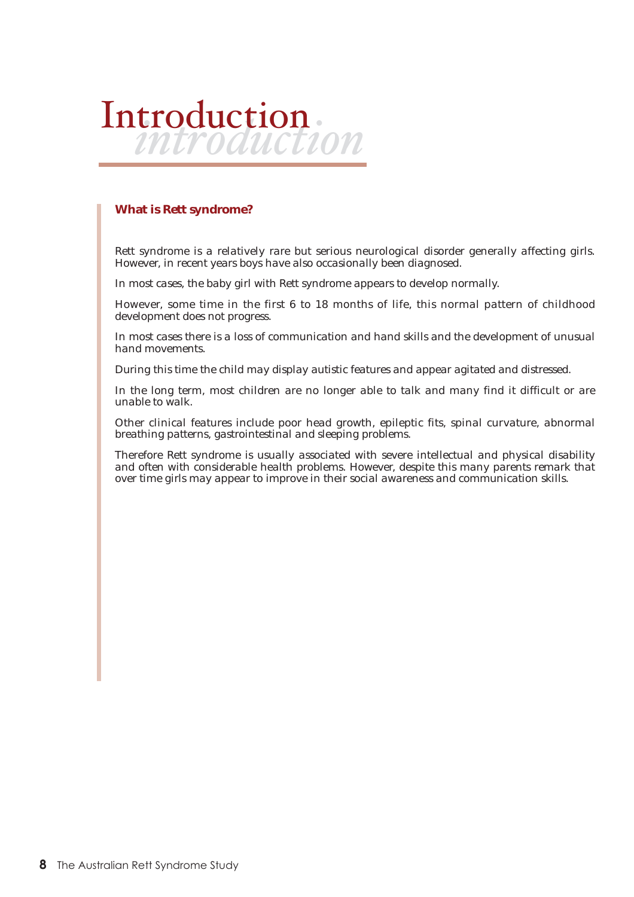# Introduction

## What is Rett syndrome?

Rett syndrome is a relatively rare but serious neurological disorder generally affecting girls. However, in recent years boys have also occasionally been diagnosed.

In most cases, the baby girl with Rett syndrome appears to develop normally.

However, some time in the first 6 to 18 months of life, this normal pattern of childhood development does not progress.

In most cases there is a loss of communication and hand skills and the development of unusual hand movements.

During this time the child may display autistic features and appear agitated and distressed.

In the long term, most children are no longer able to talk and many find it difficult or are unable to walk.

Other clinical features include poor head growth, epileptic fits, spinal curvature, abnormal breathing patterns, gastrointestinal and sleeping problems.

Therefore Rett syndrome is usually associated with severe intellectual and physical disability and often with considerable health problems. However, despite this many parents remark that over time girls may appear to improve in their social awareness and communication skills.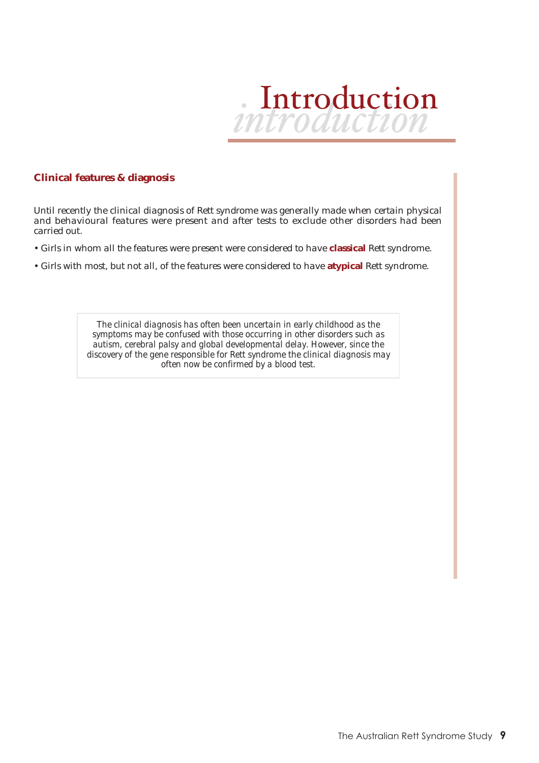# Introduction

## Clinical features & diagnosis

Until recently the clinical diagnosis of Rett syndrome was generally made when certain physical and behavioural features were present and after tests to exclude other disorders had been carried out.

- Girls in whom all the features were present were considered to have **classical** Rett syndrome.
- Girls with most, but not all, of the features were considered to have **atypical** Rett syndrome.

> The clinical diagnosis has often been uncertain in early childhood as the symptoms may be confused with those occurring in other disorders such as autism, cerebral palsy and global developmental delay. However, since the discovery of the gene responsible for Rett syndrome the clinical diagnosis may often now be confirmed by a blood test.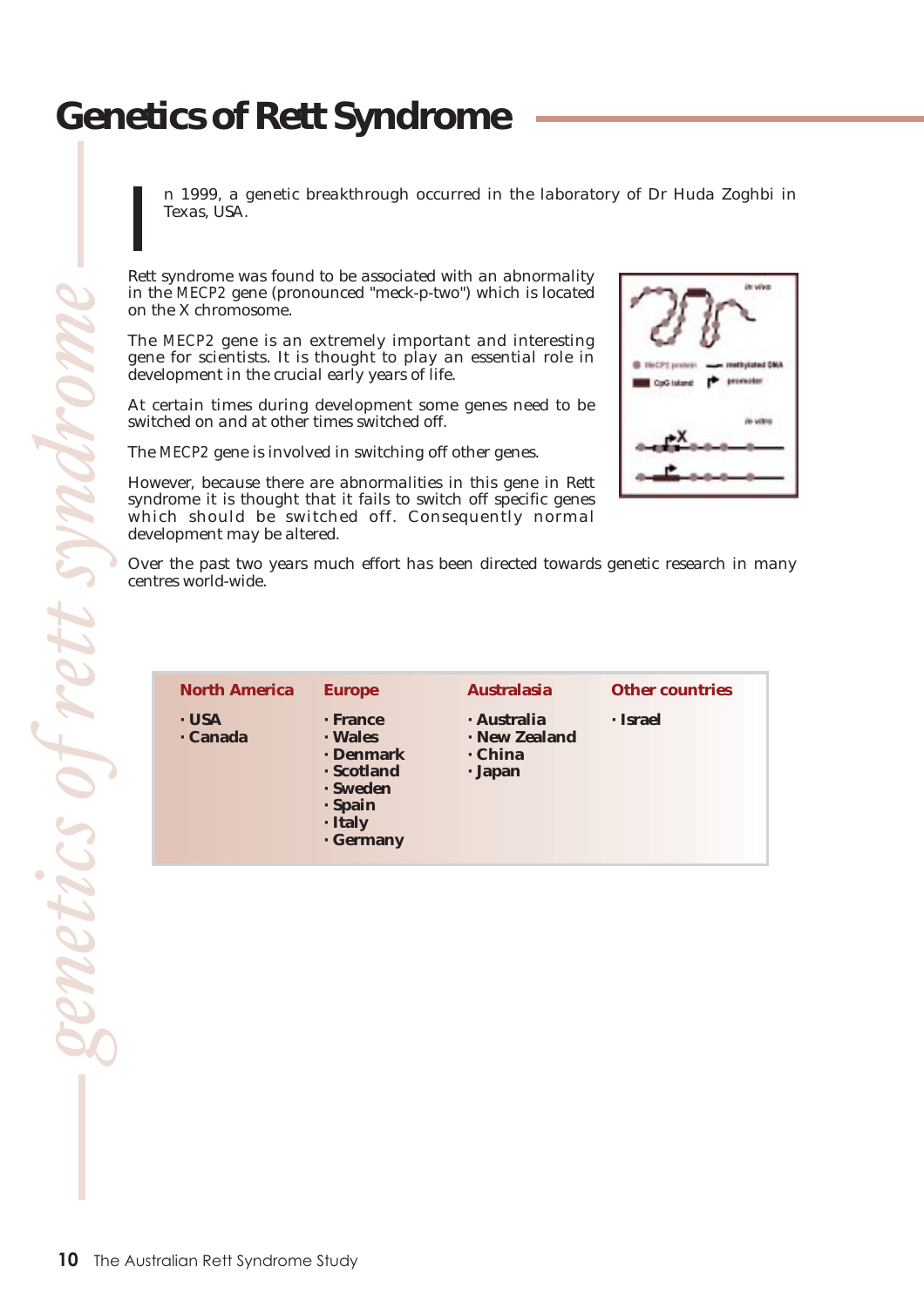# Genetics of Rett Syndrome

In 1999, a genetic breakthrough occurred in the laboratory of Dr Huda Zoghbi in Texas, USA.

Rett syndrome was found to be associated with an abnormality in the MECP2 gene (pronounced "meck-p-two") which is located on the X chromosome.

The MECP2 gene is an extremely important and interesting gene for scientists. It is thought to play an essential role in development in the crucial early years of life.

At certain times during development some genes need to be switched on and at other times switched off.

The MECP2 gene is involved in switching off other genes.

However, because there are abnormalities in this gene in Rett syndrome it is thought that it fails to switch off specific genes which should be switched off. Consequently normal development may be altered.

Over the past two years much effort has been directed towards genetic research in many centres world-wide.

| North America | Europe | Australasia | Other countries |
|---|---|---|---|
| · USA<br>· Canada | · France<br>· Wales<br>· Denmark<br>· Scotland<br>· Sweden<br>· Spain<br>· Italy<br>· Germany | · Australia<br>· New Zealand<br>· China<br>· Japan | · Israel |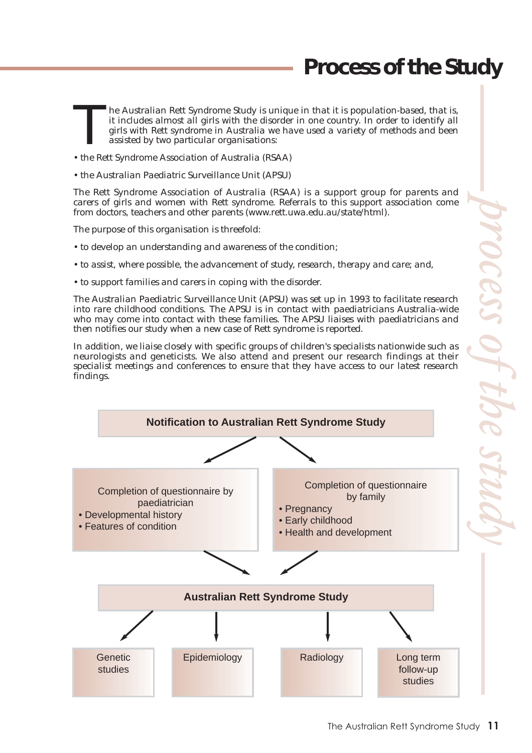# Process of the Study

The Australian Rett Syndrome Study is unique in that it is population-based, that is, it includes almost all girls with the disorder in one country. In order to identify all girls with Rett syndrome in Australia we have used a variety of methods and been assisted by two particular organisations:

- the Rett Syndrome Association of Australia (RSAA)
- the Australian Paediatric Surveillance Unit (APSU)

The Rett Syndrome Association of Australia (RSAA) is a support group for parents and carers of girls and women with Rett syndrome. Referrals to this support association come from doctors, teachers and other parents (www.rett.uwa.edu.au/state/html).

The purpose of this organisation is threefold:

- to develop an understanding and awareness of the condition;
- to assist, where possible, the advancement of study, research, therapy and care; and,
- to support families and carers in coping with the disorder.

The Australian Paediatric Surveillance Unit (APSU) was set up in 1993 to facilitate research into rare childhood conditions. The APSU is in contact with paediatricians Australia-wide who may come into contact with these families. The APSU liaises with paediatricians and then notifies our study when a new case of Rett syndrome is reported.

In addition, we liaise closely with specific groups of children's specialists nationwide such as neurologists and geneticists. We also attend and present our research findings at their specialist meetings and conferences to ensure that they have access to our latest research findings.

**Notification to Australian Rett Syndrome Study**

Completion of questionnaire by paediatrician
- Developmental history
- Features of condition

Completion of questionnaire by family
- Pregnancy
- Early childhood
- Health and development

**Australian Rett Syndrome Study**

Genetic studies | Epidemiology | Radiology | Long term follow-up studies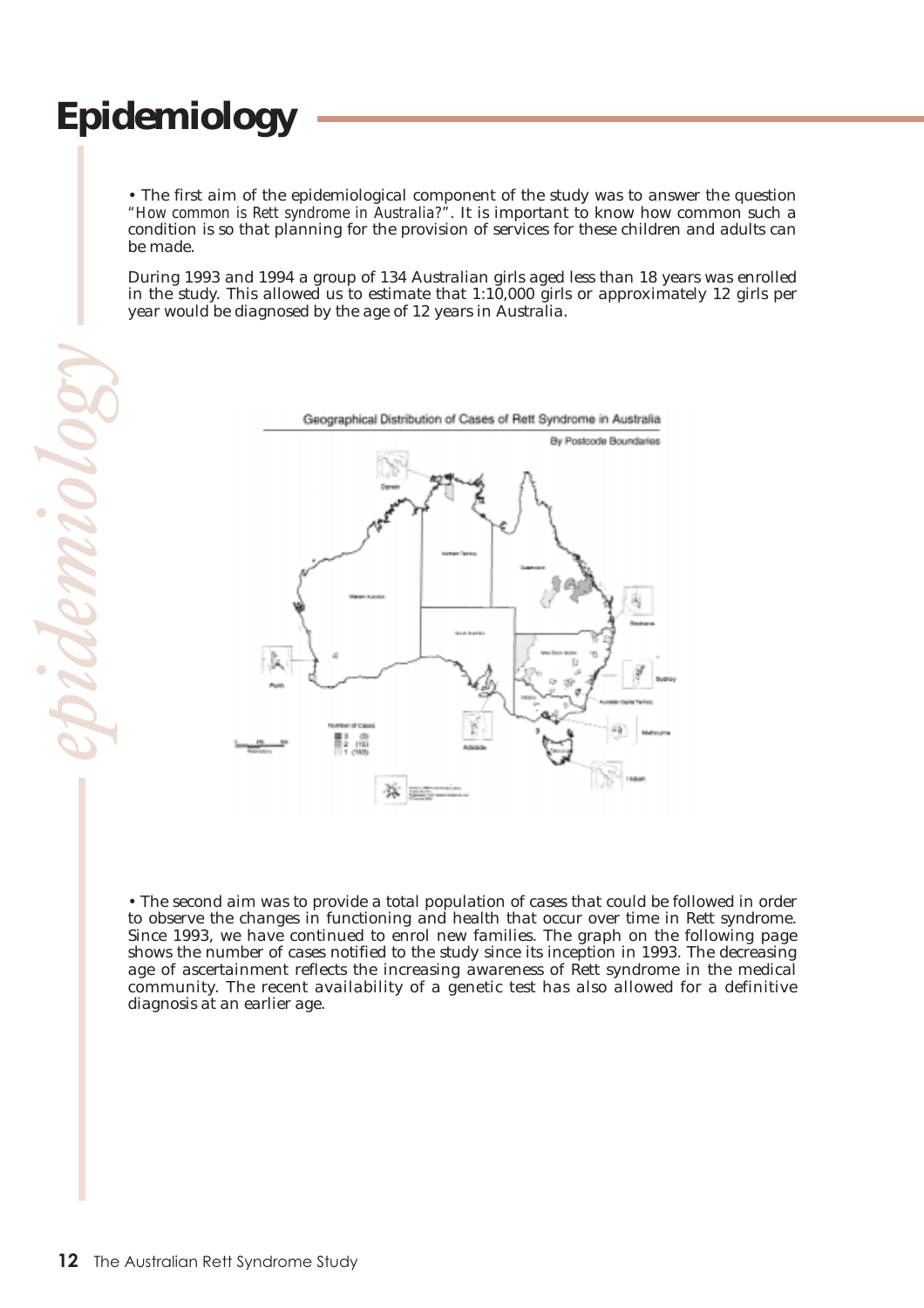# Epidemiology

• The first aim of the epidemiological component of the study was to answer the question *"How common is Rett syndrome in Australia?"*. It is important to know how common such a condition is so that planning for the provision of services for these children and adults can be made.

During 1993 and 1994 a group of 134 Australian girls aged less than 18 years was enrolled in the study. This allowed us to estimate that 1:10,000 girls or approximately 12 girls per year would be diagnosed by the age of 12 years in Australia.

Geographical Distribution of Cases of Rett Syndrome in Australia

By Postcode Boundaries

• The second aim was to provide a total population of cases that could be followed in order to observe the changes in functioning and health that occur over time in Rett syndrome. Since 1993, we have continued to enrol new families. The graph on the following page shows the number of cases notified to the study since its inception in 1993. The decreasing age of ascertainment reflects the increasing awareness of Rett syndrome in the medical community. The recent availability of a genetic test has also allowed for a definitive diagnosis at an earlier age.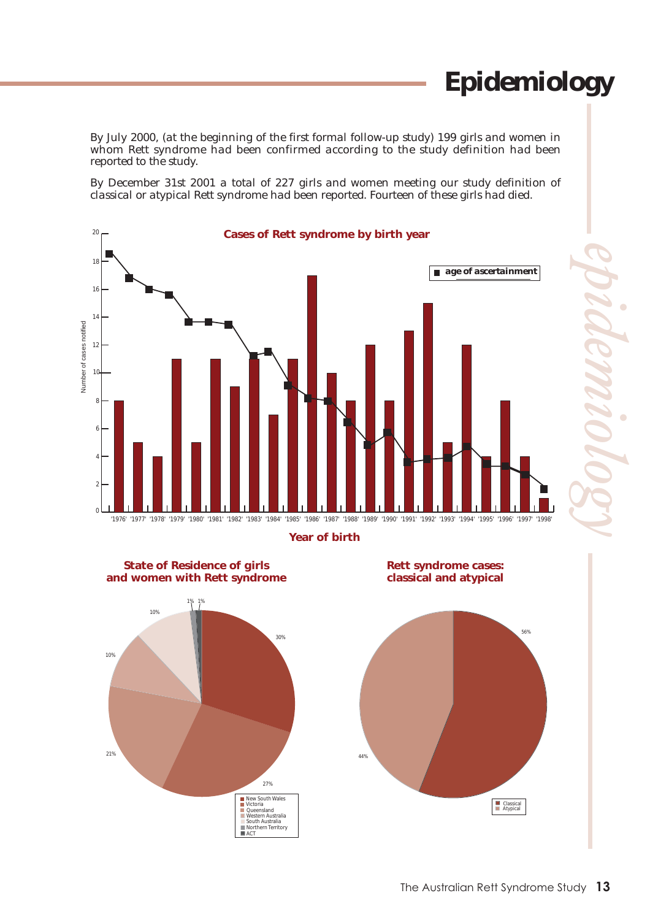# Epidemiology

By July 2000, (at the beginning of the first formal follow-up study) 199 girls and women in whom Rett syndrome had been confirmed according to the study definition had been reported to the study.

By December 31st 2001 a total of 227 girls and women meeting our study definition of classical or atypical Rett syndrome had been reported. Fourteen of these girls had died.

**Cases of Rett syndrome by birth year**

Year of birth

**State of Residence of girls and women with Rett syndrome**

**Rett syndrome cases: classical and atypical**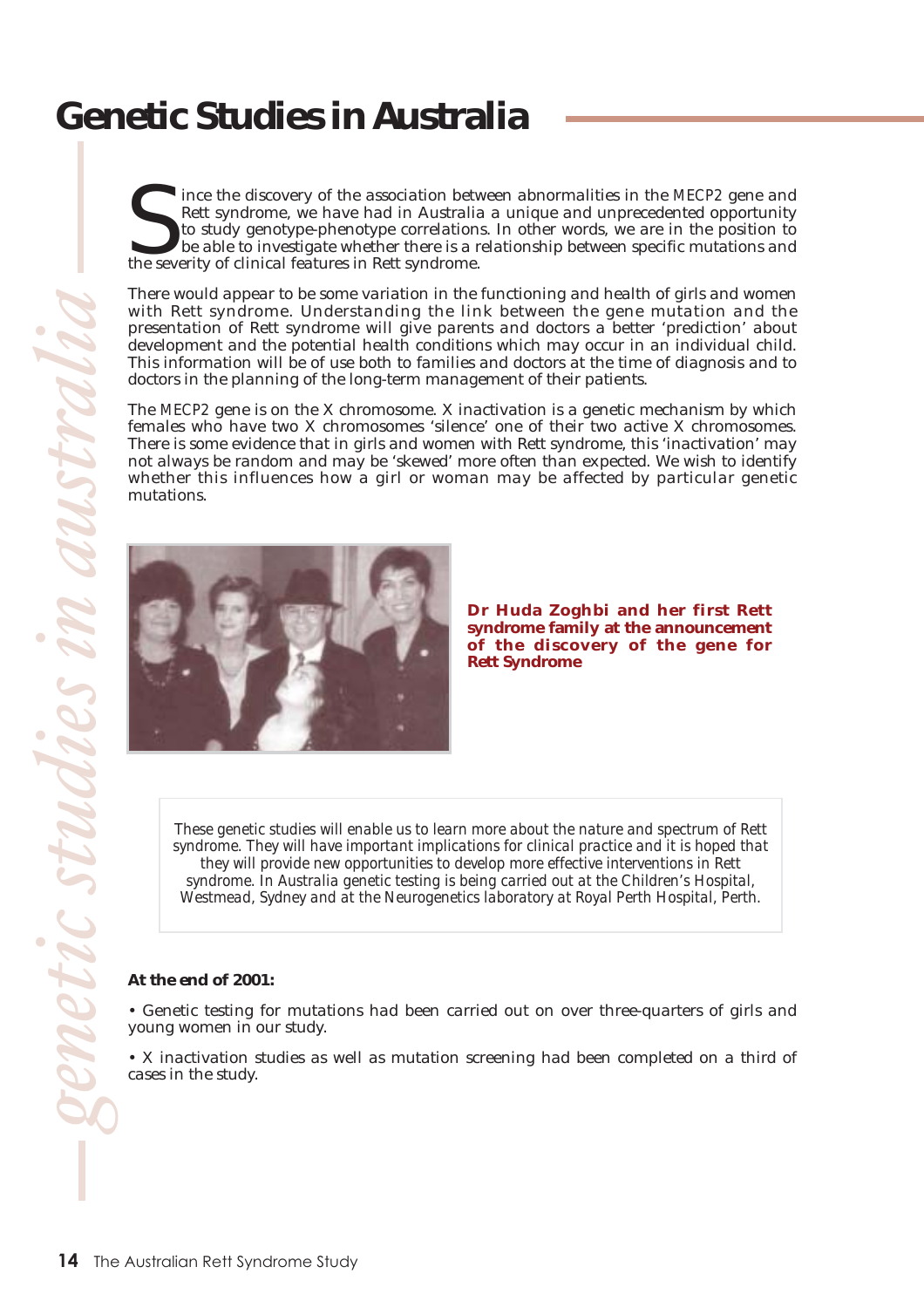# Genetic Studies in Australia

Since the discovery of the association between abnormalities in the *MECP2* gene and Rett syndrome, we have had in Australia a unique and unprecedented opportunity to study genotype-phenotype correlations. In other words, we are in the position to be able to investigate whether there is a relationship between specific mutations and the severity of clinical features in Rett syndrome.

There would appear to be some variation in the functioning and health of girls and women with Rett syndrome. Understanding the link between the gene mutation and the presentation of Rett syndrome will give parents and doctors a better 'prediction' about development and the potential health conditions which may occur in an individual child. This information will be of use both to families and doctors at the time of diagnosis and to doctors in the planning of the long-term management of their patients.

The *MECP2* gene is on the X chromosome. X inactivation is a genetic mechanism by which females who have two X chromosomes 'silence' one of their two active X chromosomes. There is some evidence that in girls and women with Rett syndrome, this 'inactivation' may not always be random and may be 'skewed' more often than expected. We wish to identify whether this influences how a girl or woman may be affected by particular genetic mutations.

**Dr Huda Zoghbi and her first Rett syndrome family at the announcement of the discovery of the gene for Rett Syndrome**

*These genetic studies will enable us to learn more about the nature and spectrum of Rett syndrome. They will have important implications for clinical practice and it is hoped that they will provide new opportunities to develop more effective interventions in Rett syndrome. In Australia genetic testing is being carried out at the Children's Hospital, Westmead, Sydney and at the Neurogenetics laboratory at Royal Perth Hospital, Perth.*

**At the end of 2001:**

- Genetic testing for mutations had been carried out on over three-quarters of girls and young women in our study.
- X inactivation studies as well as mutation screening had been completed on a third of cases in the study.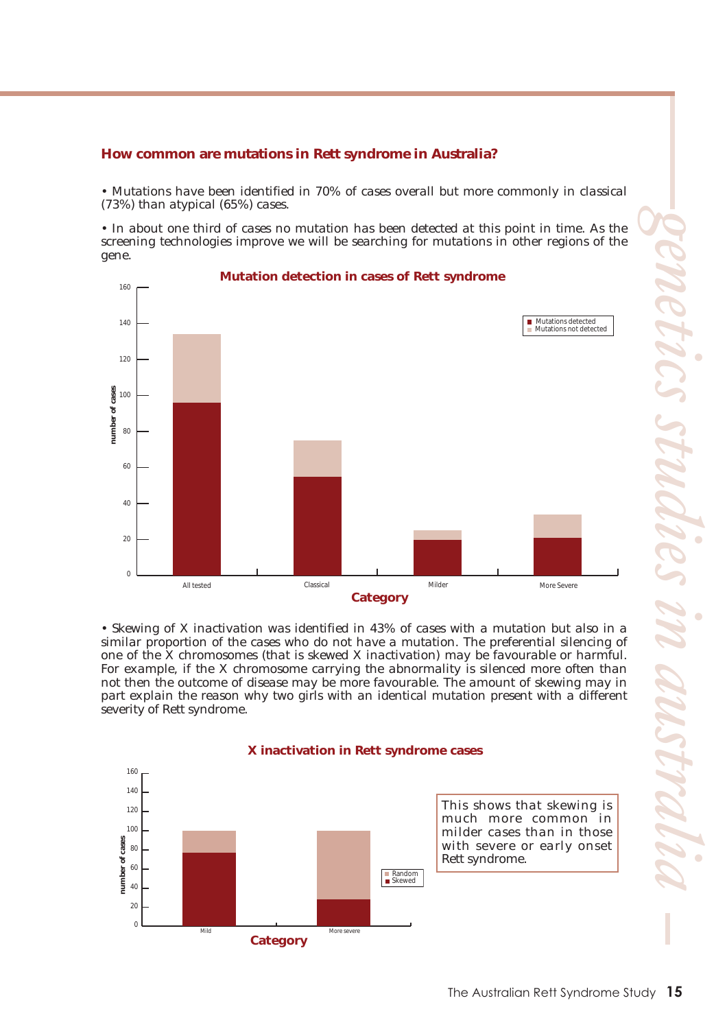## How common are mutations in Rett syndrome in Australia?

- Mutations have been identified in 70% of cases overall but more commonly in classical (73%) than atypical (65%) cases.

- In about one third of cases no mutation has been detected at this point in time. As the screening technologies improve we will be searching for mutations in other regions of the gene.

**Mutation detection in cases of Rett syndrome**

- Skewing of X inactivation was identified in 43% of cases with a mutation but also in a similar proportion of the cases who do not have a mutation. The preferential silencing of one of the X chromosomes (that is skewed X inactivation) may be favourable or harmful. For example, if the X chromosome carrying the abnormality is silenced more often than not then the outcome of disease may be more favourable. The amount of skewing may in part explain the reason why two girls with an identical mutation present with a different severity of Rett syndrome.

**X inactivation in Rett syndrome cases**

This shows that skewing is much more common in milder cases than in those with severe or early onset Rett syndrome.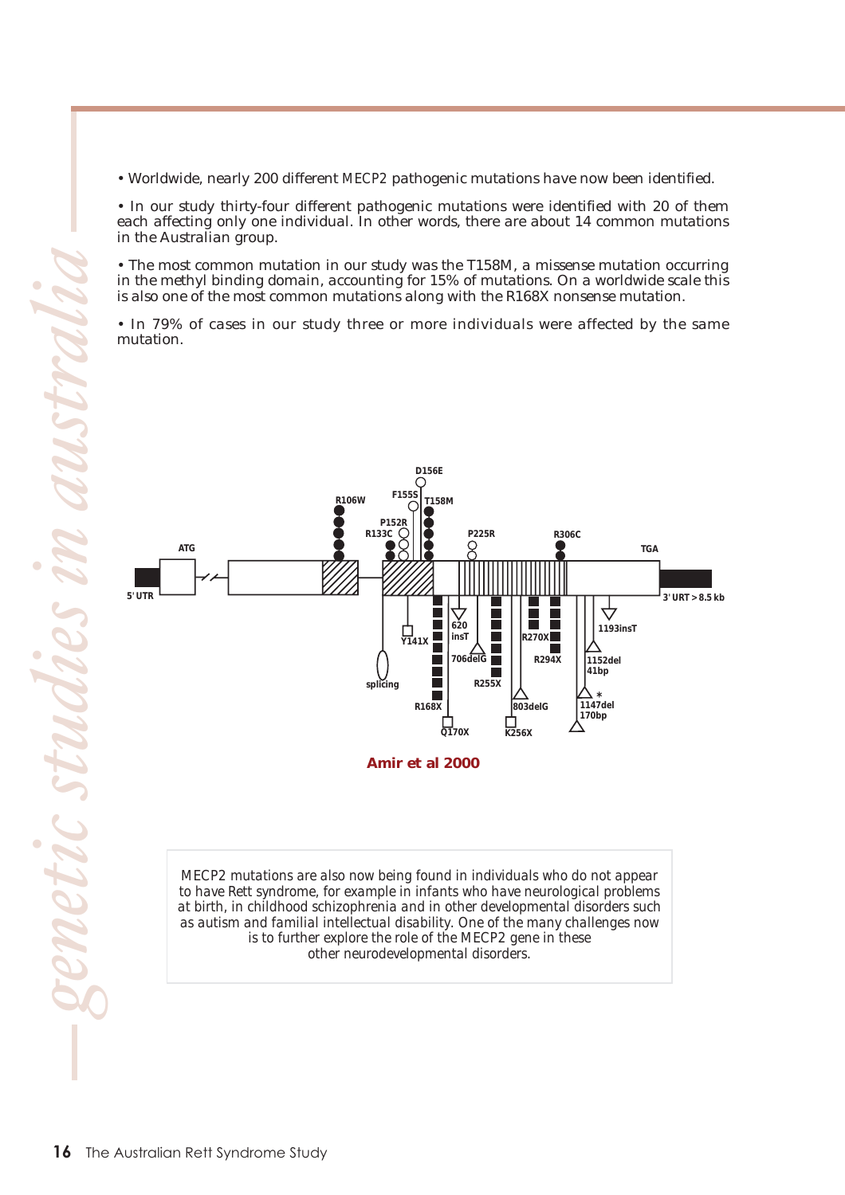• Worldwide, nearly 200 different *MECP2* pathogenic mutations have now been identified.

• In our study thirty-four different pathogenic mutations were identified with 20 of them each affecting only one individual. In other words, there are about 14 common mutations in the Australian group.

• The most common mutation in our study was the T158M, a missense mutation occurring in the methyl binding domain, accounting for 15% of mutations. On a worldwide scale this is also one of the most common mutations along with the R168X nonsense mutation.

• In 79% of cases in our study three or more individuals were affected by the same mutation.

**Amir et al 2000**

*MECP2* mutations are also now being found in individuals who do not appear to have Rett syndrome, for example in infants who have neurological problems at birth, in childhood schizophrenia and in other developmental disorders such as autism and familial intellectual disability. One of the many challenges now is to further explore the role of the *MECP2* gene in these other neurodevelopmental disorders.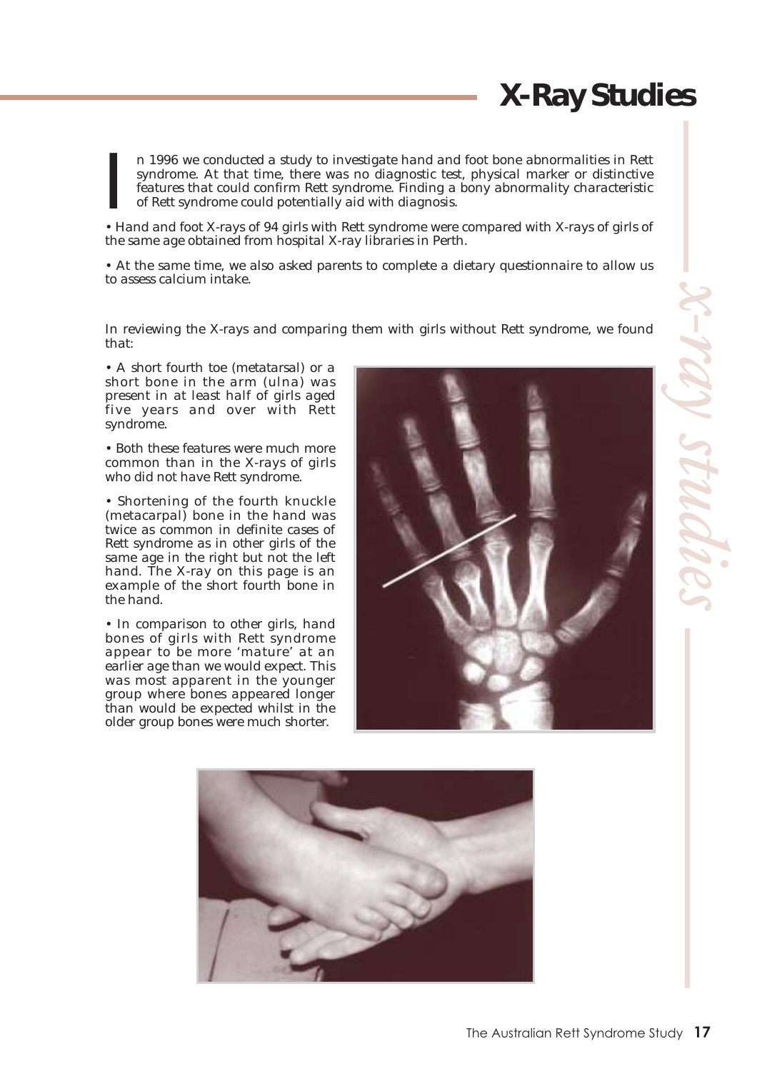# X-Ray Studies

In 1996 we conducted a study to investigate hand and foot bone abnormalities in Rett syndrome. At that time, there was no diagnostic test, physical marker or distinctive features that could confirm Rett syndrome. Finding a bony abnormality characteristic of Rett syndrome could potentially aid with diagnosis.

- Hand and foot X-rays of 94 girls with Rett syndrome were compared with X-rays of girls of the same age obtained from hospital X-ray libraries in Perth.
- At the same time, we also asked parents to complete a dietary questionnaire to allow us to assess calcium intake.

In reviewing the X-rays and comparing them with girls without Rett syndrome, we found that:

- A short fourth toe (metatarsal) or a short bone in the arm (ulna) was present in at least half of girls aged five years and over with Rett syndrome.
- Both these features were much more common than in the X-rays of girls who did not have Rett syndrome.
- Shortening of the fourth knuckle (metacarpal) bone in the hand was twice as common in definite cases of Rett syndrome as in other girls of the same age in the right but not the left hand. The X-ray on this page is an example of the short fourth bone in the hand.
- In comparison to other girls, hand bones of girls with Rett syndrome appear to be more 'mature' at an earlier age than we would expect. This was most apparent in the younger group where bones appeared longer than would be expected whilst in the older group bones were much shorter.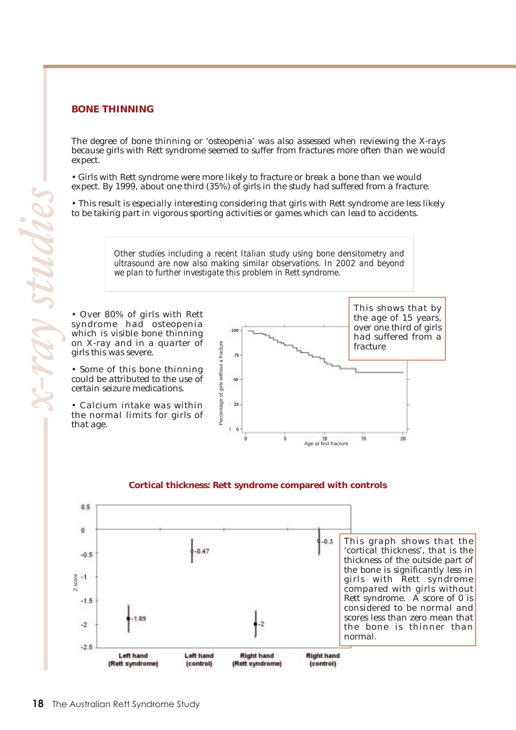## BONE THINNING

The degree of bone thinning or 'osteopenia' was also assessed when reviewing the X-rays because girls with Rett syndrome seemed to suffer from fractures more often than we would expect.

- Girls with Rett syndrome were more likely to fracture or break a bone than we would expect. By 1999, about one third (35%) of girls in the study had suffered from a fracture.
- This result is especially interesting considering that girls with Rett syndrome are less likely to be taking part in vigorous sporting activities or games which can lead to accidents.

> Other studies including a recent Italian study using bone densitometry and ultrasound are now also making similar observations. In 2002 and beyond we plan to further investigate this problem in Rett syndrome.

- Over 80% of girls with Rett syndrome had osteopenia which is visible bone thinning on X-ray and in a quarter of girls this was severe.
- Some of this bone thinning could be attributed to the use of certain seizure medications.
- Calcium intake was within the normal limits for girls of that age.

This shows that by the age of 15 years, over one third of girls had suffered from a fracture

### Cortical thickness: Rett syndrome compared with controls

This graph shows that the 'cortical thickness', that is the thickness of the outside part of the bone is significantly less in girls with Rett syndrome compared with girls without Rett syndrome. A score of 0 is considered to be normal and scores less than zero mean that the bone is thinner than normal.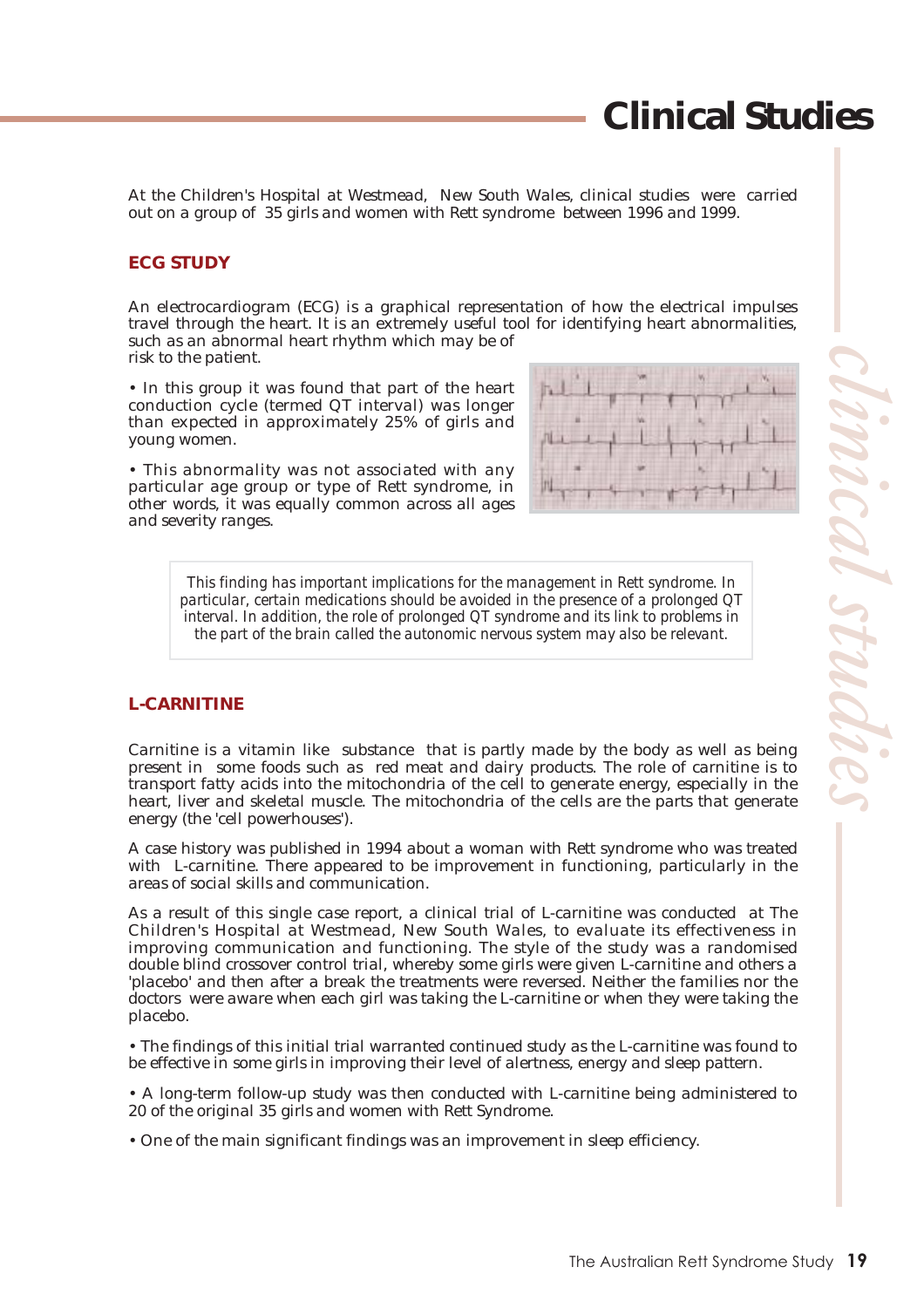# Clinical Studies

At the Children's Hospital at Westmead, New South Wales, clinical studies were carried out on a group of 35 girls and women with Rett syndrome between 1996 and 1999.

## ECG STUDY

An electrocardiogram (ECG) is a graphical representation of how the electrical impulses travel through the heart. It is an extremely useful tool for identifying heart abnormalities, such as an abnormal heart rhythm which may be of risk to the patient.

- In this group it was found that part of the heart conduction cycle (termed QT interval) was longer than expected in approximately 25% of girls and young women.
- This abnormality was not associated with any particular age group or type of Rett syndrome, in other words, it was equally common across all ages and severity ranges.

*This finding has important implications for the management in Rett syndrome. In particular, certain medications should be avoided in the presence of a prolonged QT interval. In addition, the role of prolonged QT syndrome and its link to problems in the part of the brain called the autonomic nervous system may also be relevant.*

## L-CARNITINE

Carnitine is a vitamin like substance that is partly made by the body as well as being present in some foods such as red meat and dairy products. The role of carnitine is to transport fatty acids into the mitochondria of the cell to generate energy, especially in the heart, liver and skeletal muscle. The mitochondria of the cells are the parts that generate energy (the 'cell powerhouses').

A case history was published in 1994 about a woman with Rett syndrome who was treated with L-carnitine. There appeared to be improvement in functioning, particularly in the areas of social skills and communication.

As a result of this single case report, a clinical trial of L-carnitine was conducted at The Children's Hospital at Westmead, New South Wales, to evaluate its effectiveness in improving communication and functioning. The style of the study was a randomised double blind crossover control trial, whereby some girls were given L-carnitine and others a 'placebo' and then after a break the treatments were reversed. Neither the families nor the doctors were aware when each girl was taking the L-carnitine or when they were taking the placebo.

- The findings of this initial trial warranted continued study as the L-carnitine was found to be effective in some girls in improving their level of alertness, energy and sleep pattern.
- A long-term follow-up study was then conducted with L-carnitine being administered to 20 of the original 35 girls and women with Rett Syndrome.
- One of the main significant findings was an improvement in sleep efficiency.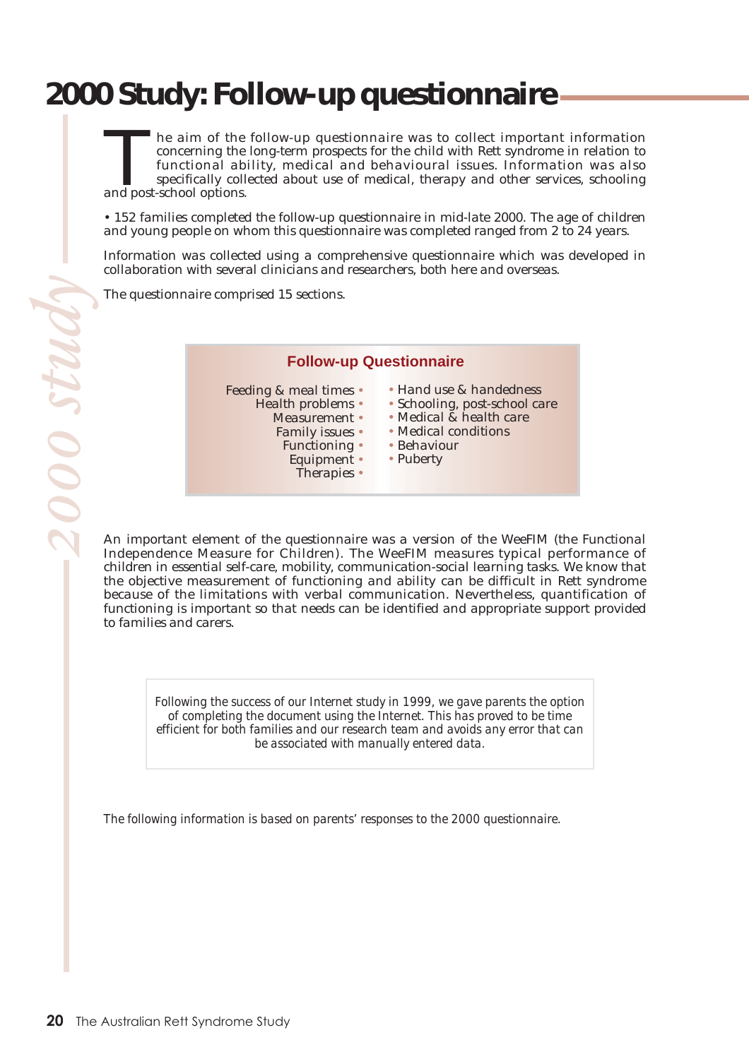# 2000 Study: Follow-up questionnaire

The aim of the follow-up questionnaire was to collect important information concerning the long-term prospects for the child with Rett syndrome in relation to functional ability, medical and behavioural issues. Information was also specifically collected about use of medical, therapy and other services, schooling and post-school options.

• 152 families completed the follow-up questionnaire in mid-late 2000. The age of children and young people on whom this questionnaire was completed ranged from 2 to 24 years.

Information was collected using a comprehensive questionnaire which was developed in collaboration with several clinicians and researchers, both here and overseas.

The questionnaire comprised 15 sections.

**Follow-up Questionnaire**

- Feeding & meal times
- Health problems
- Measurement
- Family issues
- Functioning
- Equipment
- Therapies
- Hand use & handedness
- Schooling, post-school care
- Medical & health care
- Medical conditions
- Behaviour
- Puberty

An important element of the questionnaire was a version of the WeeFIM (the Functional Independence Measure for Children). The WeeFIM measures typical performance of children in essential self-care, mobility, communication-social learning tasks. We know that the objective measurement of functioning and ability can be difficult in Rett syndrome because of the limitations with verbal communication. Nevertheless, quantification of functioning is important so that needs can be identified and appropriate support provided to families and carers.

*Following the success of our Internet study in 1999, we gave parents the option of completing the document using the Internet. This has proved to be time efficient for both families and our research team and avoids any error that can be associated with manually entered data.*

*The following information is based on parents' responses to the 2000 questionnaire.*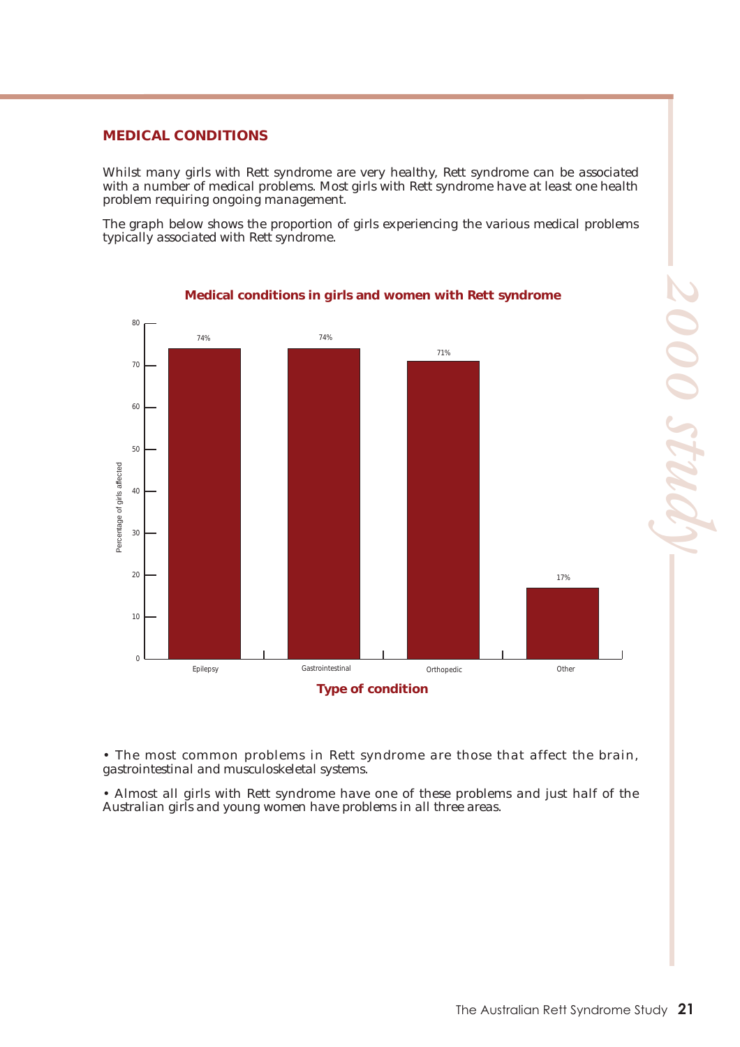## MEDICAL CONDITIONS

Whilst many girls with Rett syndrome are very healthy, Rett syndrome can be associated with a number of medical problems. Most girls with Rett syndrome have at least one health problem requiring ongoing management.

The graph below shows the proportion of girls experiencing the various medical problems typically associated with Rett syndrome.

**Medical conditions in girls and women with Rett syndrome**

| Type of condition | Percentage of girls affected |
| --- | --- |
| Epilepsy | 74% |
| Gastrointestinal | 74% |
| Orthopedic | 71% |
| Other | 17% |

- The most common problems in Rett syndrome are those that affect the brain, gastrointestinal and musculoskeletal systems.
- Almost all girls with Rett syndrome have one of these problems and just half of the Australian girls and young women have problems in all three areas.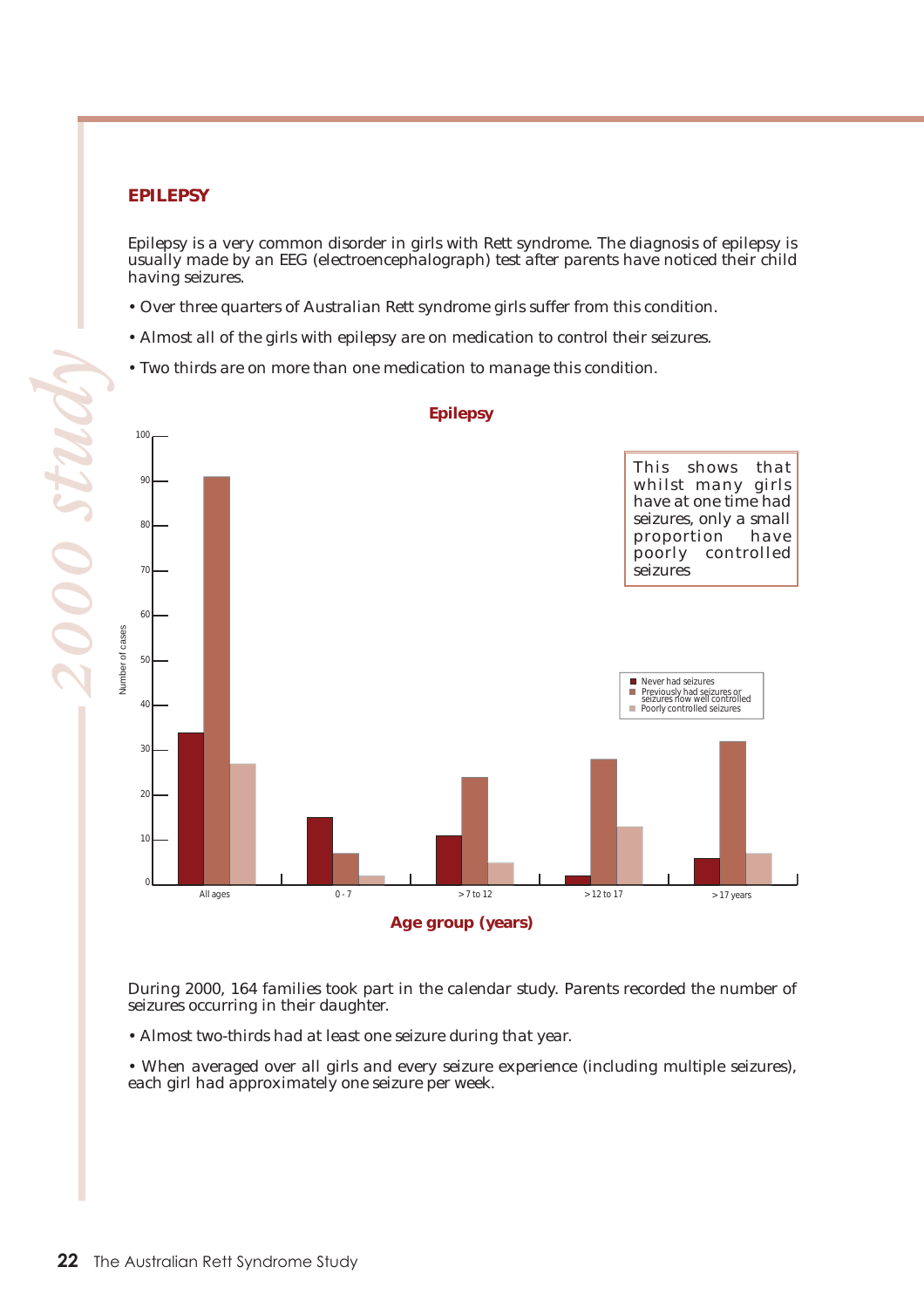## EPILEPSY

Epilepsy is a very common disorder in girls with Rett syndrome. The diagnosis of epilepsy is usually made by an EEG (electroencephalograph) test after parents have noticed their child having seizures.

- Over three quarters of Australian Rett syndrome girls suffer from this condition.
- Almost all of the girls with epilepsy are on medication to control their seizures.
- Two thirds are on more than one medication to manage this condition.

**Epilepsy**

This shows that whilst many girls have at one time had seizures, only a small proportion have poorly controlled seizures

| Age group (years) | Never had seizures | Previously had seizures or seizures now well controlled | Poorly controlled seizures |
|---|---|---|---|
| All ages | 34 | 91 | 27 |
| 0 - 7 | 15 | 7 | 2 |
| > 7 to 12 | 11 | 24 | 5 |
| > 12 to 17 | 2 | 28 | 13 |
| > 17 years | 6 | 32 | 7 |

*Y-axis: Number of cases; X-axis: Age group (years)*

During 2000, 164 families took part in the calendar study. Parents recorded the number of seizures occurring in their daughter.

- Almost two-thirds had at least one seizure during that year.
- When averaged over all girls and every seizure experience (including multiple seizures), each girl had approximately one seizure per week.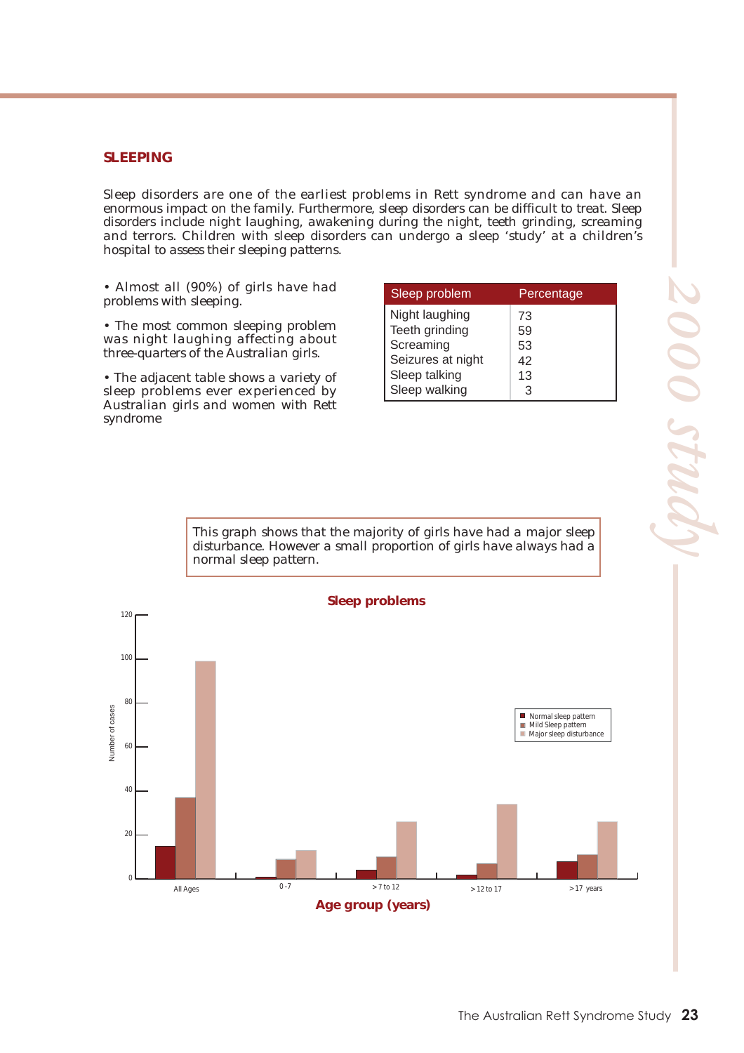## SLEEPING

Sleep disorders are one of the earliest problems in Rett syndrome and can have an enormous impact on the family. Furthermore, sleep disorders can be difficult to treat. Sleep disorders include night laughing, awakening during the night, teeth grinding, screaming and terrors. Children with sleep disorders can undergo a sleep 'study' at a children's hospital to assess their sleeping patterns.

- Almost all (90%) of girls have had problems with sleeping.
- The most common sleeping problem was night laughing affecting about three-quarters of the Australian girls.
- The adjacent table shows a variety of sleep problems ever experienced by Australian girls and women with Rett syndrome

| Sleep problem | Percentage |
|---|---|
| Night laughing | 73 |
| Teeth grinding | 59 |
| Screaming | 53 |
| Seizures at night | 42 |
| Sleep talking | 13 |
| Sleep walking | 3 |

This graph shows that the majority of girls have had a major sleep disturbance. However a small proportion of girls have always had a normal sleep pattern.

**Sleep problems**

Number of cases (y-axis: 0–120); Age group (years) (x-axis)

Legend: Normal sleep pattern; Mild Sleep pattern; Major sleep disturbance

Age groups: All Ages; 0 - 7; > 7 to 12; > 12 to 17; > 17 years

**Age group (years)**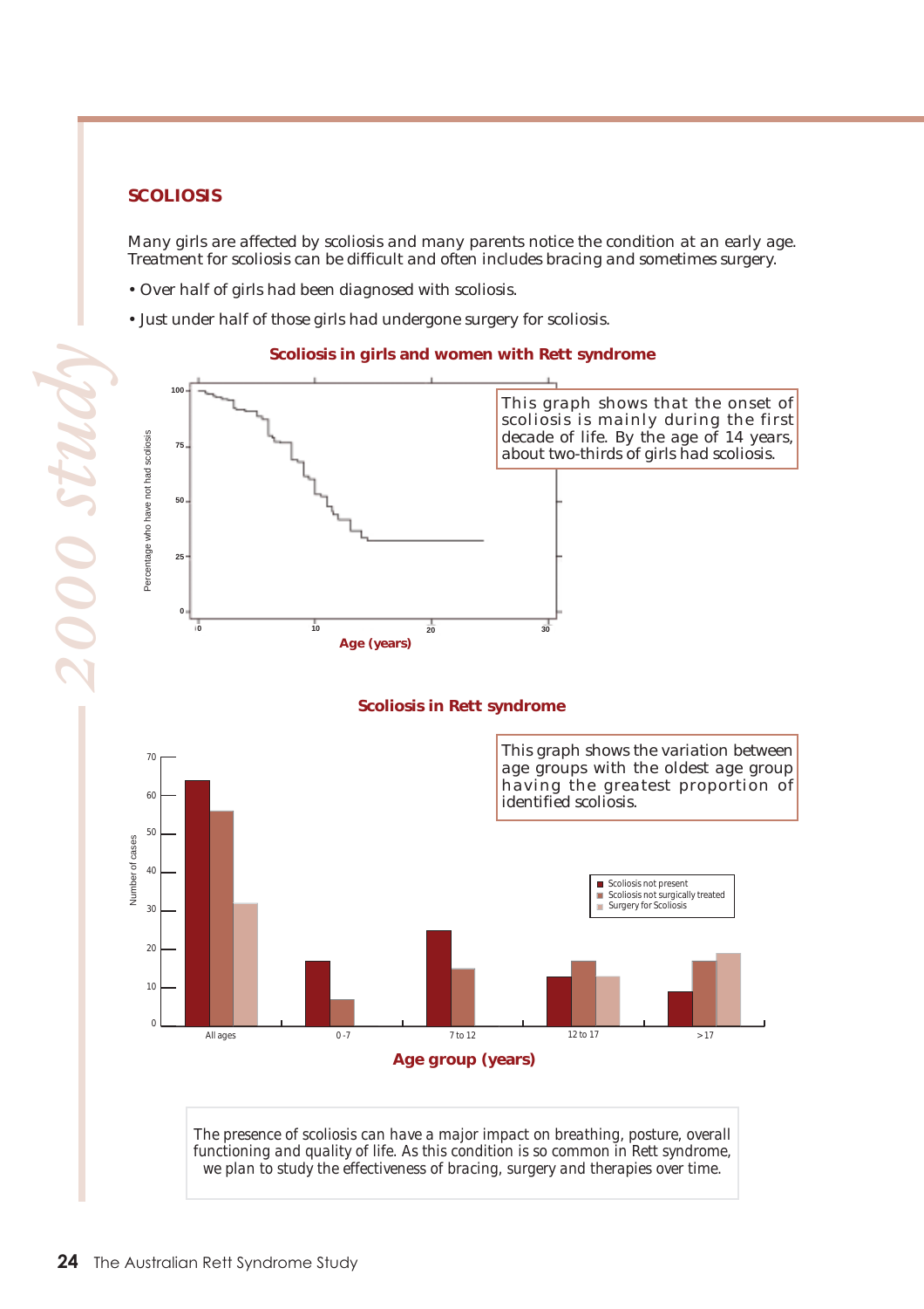## SCOLIOSIS

Many girls are affected by scoliosis and many parents notice the condition at an early age. Treatment for scoliosis can be difficult and often includes bracing and sometimes surgery.

- Over half of girls had been diagnosed with scoliosis.
- Just under half of those girls had undergone surgery for scoliosis.

**Scoliosis in girls and women with Rett syndrome**

This graph shows that the onset of scoliosis is mainly during the first decade of life. By the age of 14 years, about two-thirds of girls had scoliosis.

**Scoliosis in Rett syndrome**

This graph shows the variation between age groups with the oldest age group having the greatest proportion of identified scoliosis.

The presence of scoliosis can have a major impact on breathing, posture, overall functioning and quality of life. As this condition is so common in Rett syndrome, we plan to study the effectiveness of bracing, surgery and therapies over time.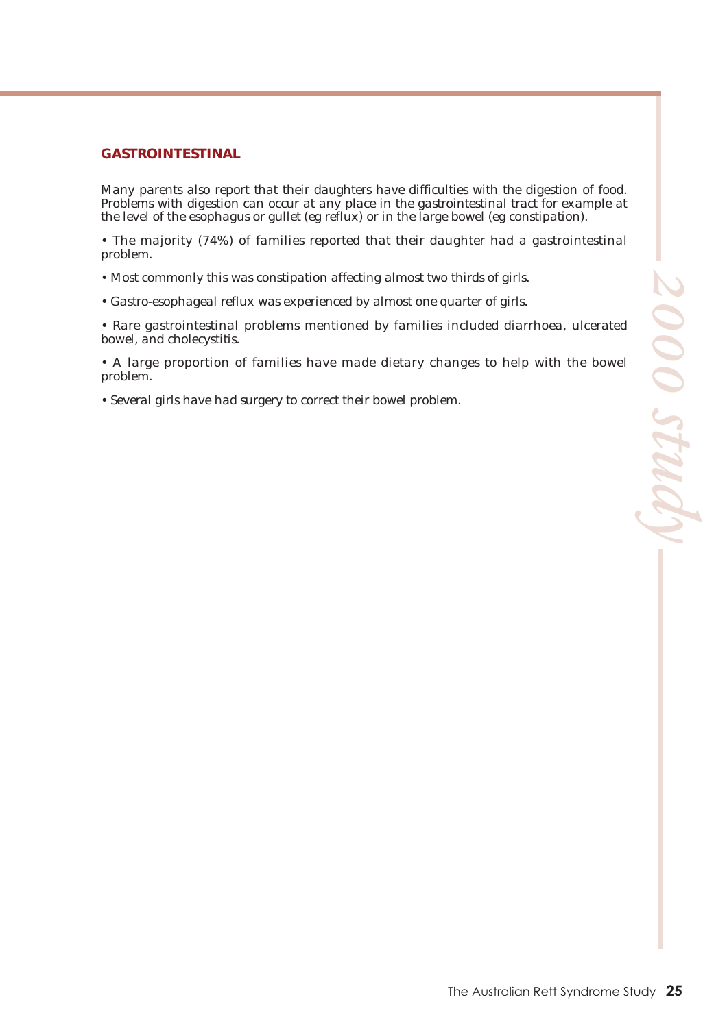## GASTROINTESTINAL

Many parents also report that their daughters have difficulties with the digestion of food. Problems with digestion can occur at any place in the gastrointestinal tract for example at the level of the esophagus or gullet (eg reflux) or in the large bowel (eg constipation).

- The majority (74%) of families reported that their daughter had a gastrointestinal problem.
- Most commonly this was constipation affecting almost two thirds of girls.
- Gastro-esophageal reflux was experienced by almost one quarter of girls.
- Rare gastrointestinal problems mentioned by families included diarrhoea, ulcerated bowel, and cholecystitis.
- A large proportion of families have made dietary changes to help with the bowel problem.
- Several girls have had surgery to correct their bowel problem.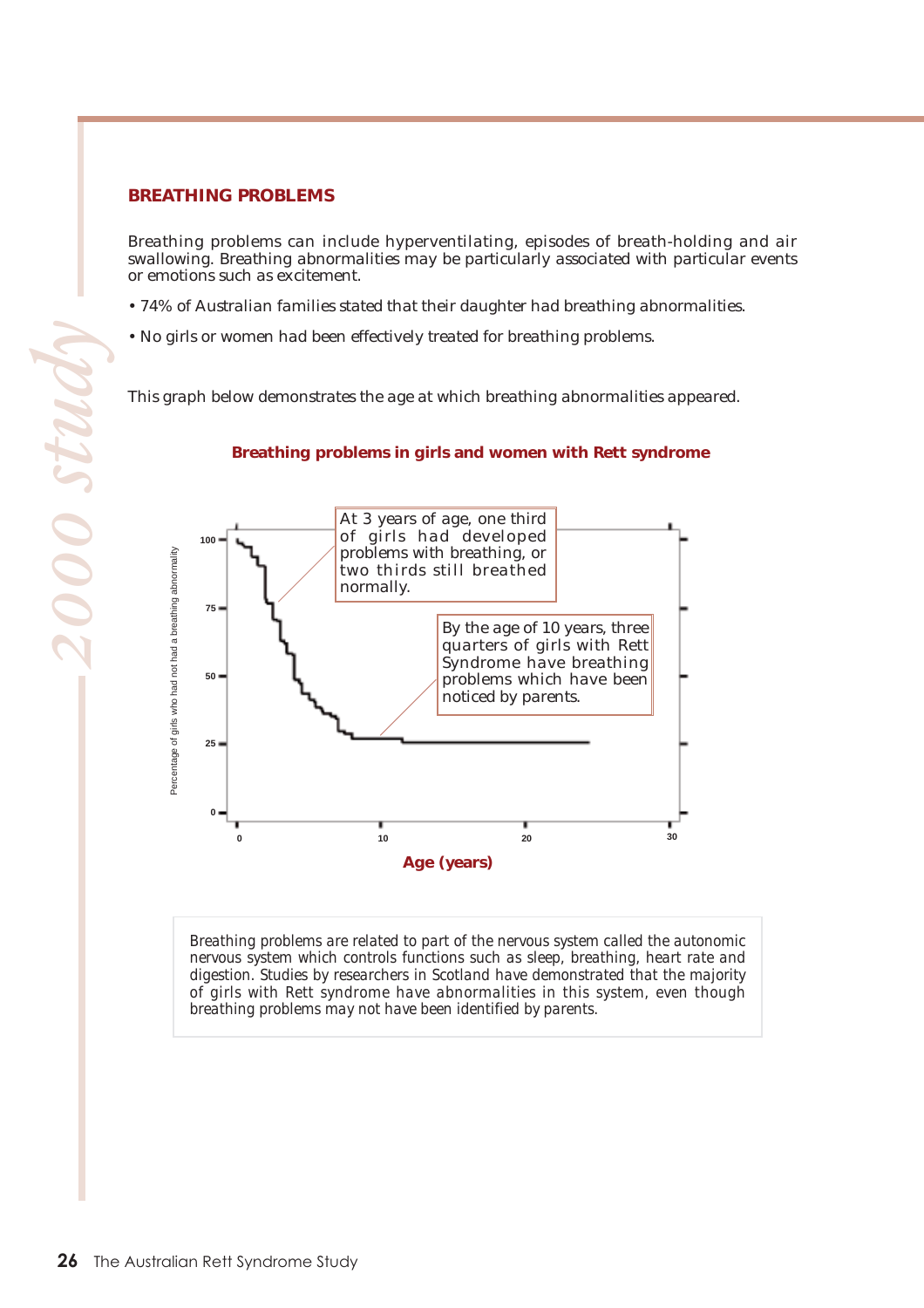## BREATHING PROBLEMS

Breathing problems can include hyperventilating, episodes of breath-holding and air swallowing. Breathing abnormalities may be particularly associated with particular events or emotions such as excitement.

- 74% of Australian families stated that their daughter had breathing abnormalities.
- No girls or women had been effectively treated for breathing problems.

This graph below demonstrates the age at which breathing abnormalities appeared.

**Breathing problems in girls and women with Rett syndrome**

At 3 years of age, one third of girls had developed problems with breathing, or two thirds still breathed normally.

By the age of 10 years, three quarters of girls with Rett Syndrome have breathing problems which have been noticed by parents.

Percentage of girls who had not had a breathing abnormality

**Age (years)**

Breathing problems are related to part of the nervous system called the autonomic nervous system which controls functions such as sleep, breathing, heart rate and digestion. Studies by researchers in Scotland have demonstrated that the majority of girls with Rett syndrome have abnormalities in this system, even though breathing problems may not have been identified by parents.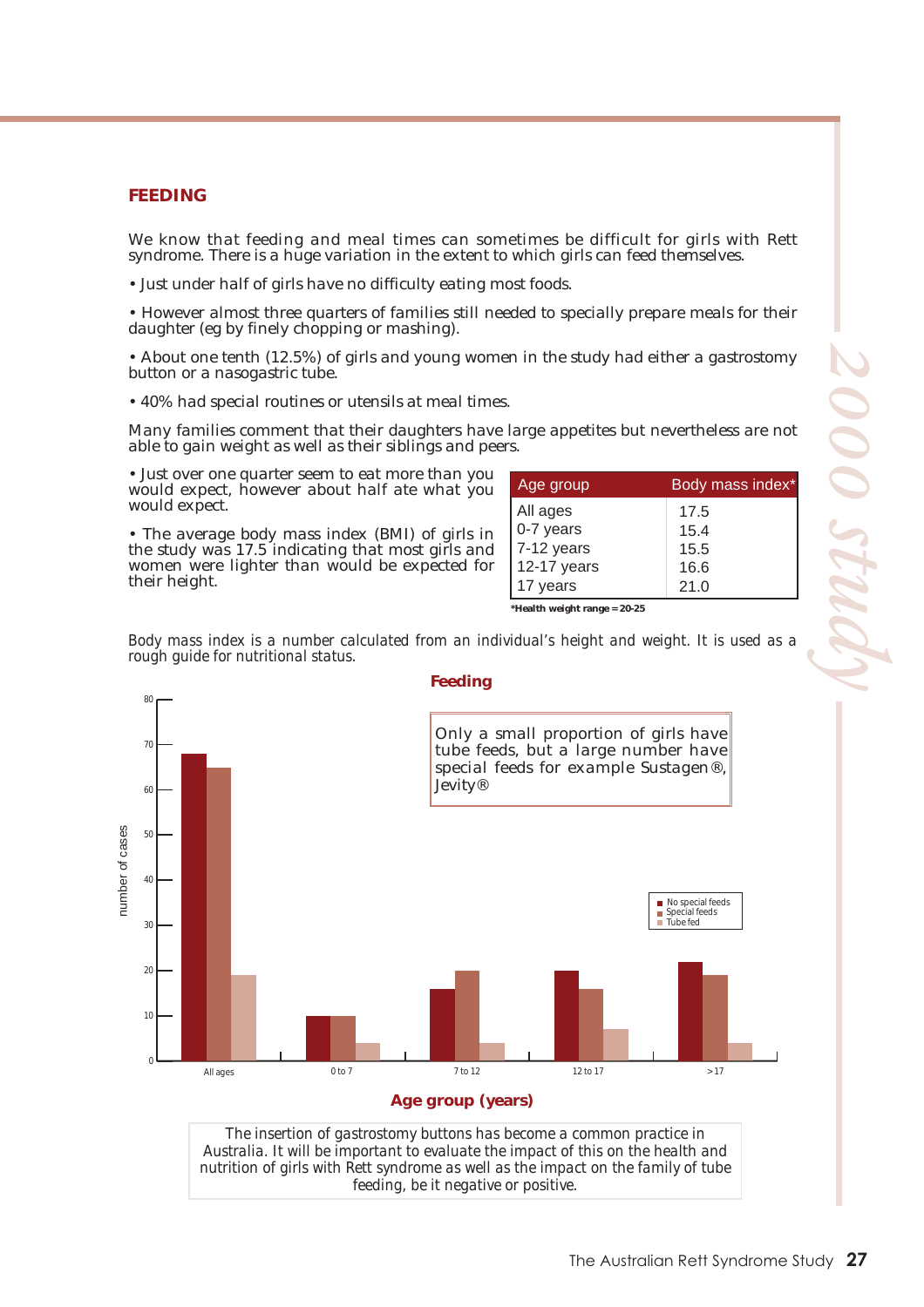## FEEDING

We know that feeding and meal times can sometimes be difficult for girls with Rett syndrome. There is a huge variation in the extent to which girls can feed themselves.

- Just under half of girls have no difficulty eating most foods.
- However almost three quarters of families still needed to specially prepare meals for their daughter (eg by finely chopping or mashing).
- About one tenth (12.5%) of girls and young women in the study had either a gastrostomy button or a nasogastric tube.
- 40% had special routines or utensils at meal times.

Many families comment that their daughters have large appetites but nevertheless are not able to gain weight as well as their siblings and peers.

- Just over one quarter seem to eat more than you would expect, however about half ate what you would expect.
- The average body mass index (BMI) of girls in the study was 17.5 indicating that most girls and women were lighter than would be expected for their height.

| Age group | Body mass index* |
|---|---|
| All ages | 17.5 |
| 0-7 years | 15.4 |
| 7-12 years | 15.5 |
| 12-17 years | 16.6 |
| 17 years | 21.0 |

***Health weight range = 20-25**

Body mass index is a number calculated from an individual's height and weight. It is used as a rough guide for nutritional status.

**Feeding**

Only a small proportion of girls have tube feeds, but a large number have special feeds for example Sustagen®, Jevity®

| Age group (years) | No special feeds | Special feeds | Tube fed |
|---|---|---|---|
| All ages | 68 | 65 | 19 |
| 0 to 7 | 10 | 10 | 4 |
| 7 to 12 | 16 | 20 | 4 |
| 12 to 17 | 20 | 16 | 7 |
| >17 | 22 | 19 | 4 |

The insertion of gastrostomy buttons has become a common practice in Australia. It will be important to evaluate the impact of this on the health and nutrition of girls with Rett syndrome as well as the impact on the family of tube feeding, be it negative or positive.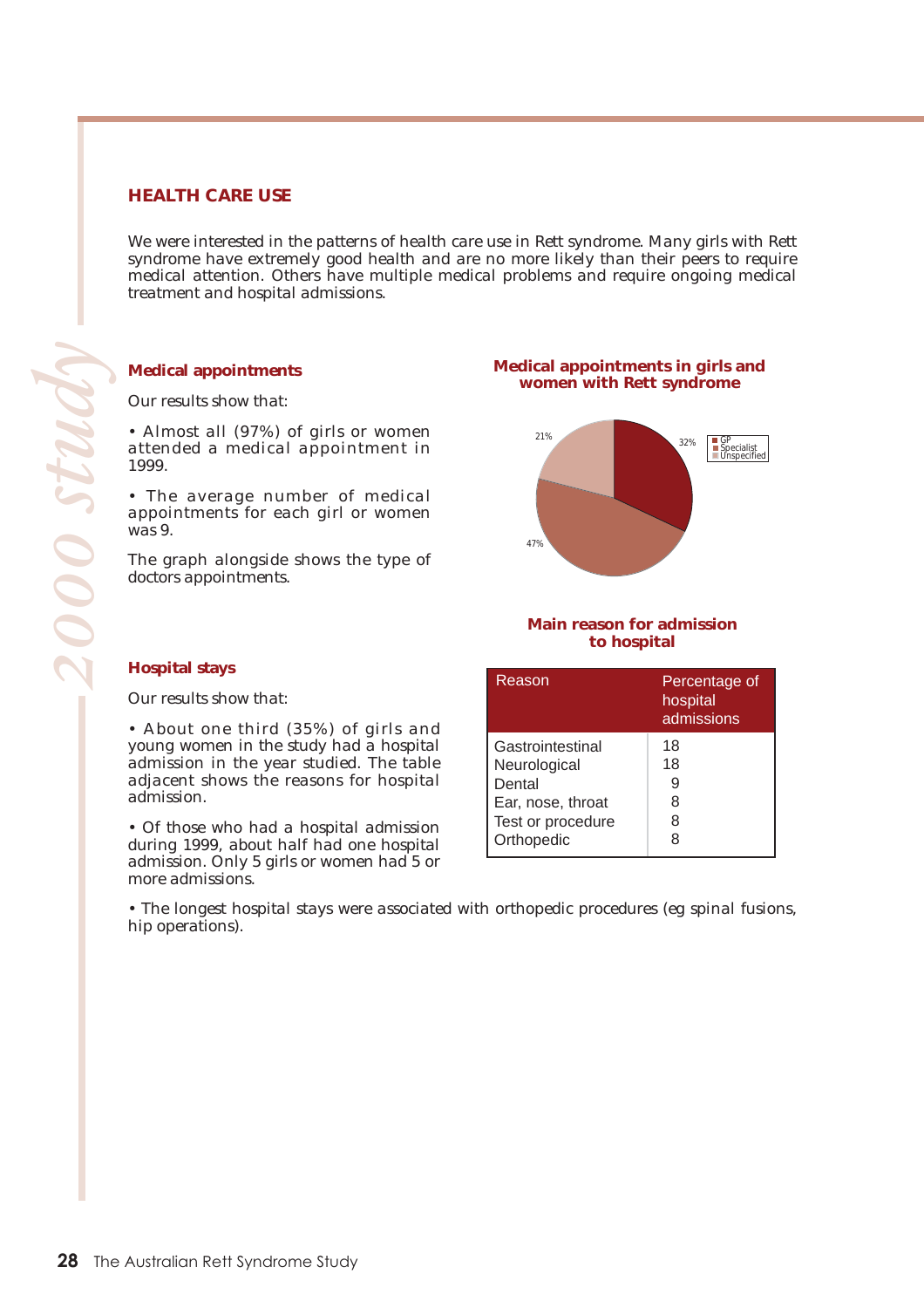## HEALTH CARE USE

We were interested in the patterns of health care use in Rett syndrome. Many girls with Rett syndrome have extremely good health and are no more likely than their peers to require medical attention. Others have multiple medical problems and require ongoing medical treatment and hospital admissions.

### Medical appointments

Our results show that:

- Almost all (97%) of girls or women attended a medical appointment in 1999.
- The average number of medical appointments for each girl or women was 9.

The graph alongside shows the type of doctors appointments.

**Medical appointments in girls and women with Rett syndrome**

GP 32%, Specialist 47%, Unspecified 21%

### Hospital stays

Our results show that:

- About one third (35%) of girls and young women in the study had a hospital admission in the year studied. The table adjacent shows the reasons for hospital admission.
- Of those who had a hospital admission during 1999, about half had one hospital admission. Only 5 girls or women had 5 or more admissions.

**Main reason for admission to hospital**

| Reason | Percentage of hospital admissions |
|---|---|
| Gastrointestinal | 18 |
| Neurological | 18 |
| Dental | 9 |
| Ear, nose, throat | 8 |
| Test or procedure | 8 |
| Orthopedic | 8 |

- The longest hospital stays were associated with orthopedic procedures (eg spinal fusions, hip operations).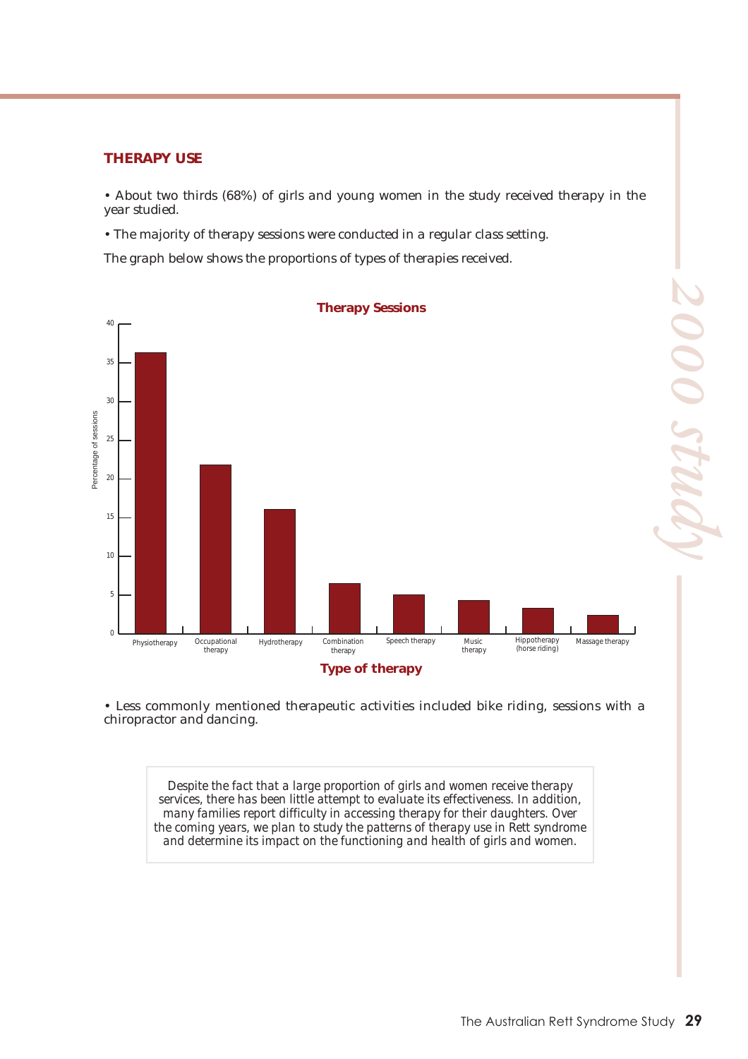## THERAPY USE

• About two thirds (68%) of girls and young women in the study received therapy in the year studied.

• The majority of therapy sessions were conducted in a regular class setting.

The graph below shows the proportions of types of therapies received.

**Therapy Sessions**

Percentage of sessions (0–40)

Physiotherapy | Occupational therapy | Hydrotherapy | Combination therapy | Speech therapy | Music therapy | Hippotherapy (horse riding) | Massage therapy

**Type of therapy**

• Less commonly mentioned therapeutic activities included bike riding, sessions with a chiropractor and dancing.

> Despite the fact that a large proportion of girls and women receive therapy services, there has been little attempt to evaluate its effectiveness. In addition, many families report difficulty in accessing therapy for their daughters. Over the coming years, we plan to study the patterns of therapy use in Rett syndrome and determine its impact on the functioning and health of girls and women.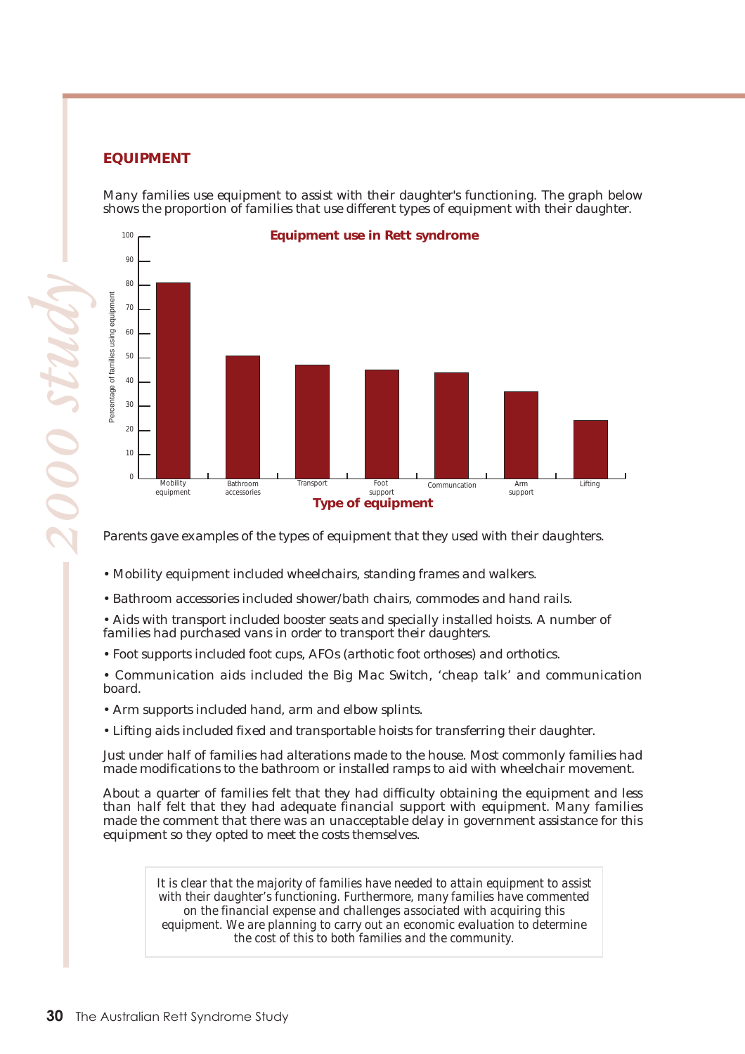## EQUIPMENT

Many families use equipment to assist with their daughter's functioning. The graph below shows the proportion of families that use different types of equipment with their daughter.

**Equipment use in Rett syndrome**

Parents gave examples of the types of equipment that they used with their daughters.

- Mobility equipment included wheelchairs, standing frames and walkers.
- Bathroom accessories included shower/bath chairs, commodes and hand rails.
- Aids with transport included booster seats and specially installed hoists. A number of families had purchased vans in order to transport their daughters.
- Foot supports included foot cups, AFOs (arthotic foot orthoses) and orthotics.
- Communication aids included the Big Mac Switch, 'cheap talk' and communication board.
- Arm supports included hand, arm and elbow splints.
- Lifting aids included fixed and transportable hoists for transferring their daughter.

Just under half of families had alterations made to the house. Most commonly families had made modifications to the bathroom or installed ramps to aid with wheelchair movement.

About a quarter of families felt that they had difficulty obtaining the equipment and less than half felt that they had adequate financial support with equipment. Many families made the comment that there was an unacceptable delay in government assistance for this equipment so they opted to meet the costs themselves.

*It is clear that the majority of families have needed to attain equipment to assist with their daughter's functioning. Furthermore, many families have commented on the financial expense and challenges associated with acquiring this equipment. We are planning to carry out an economic evaluation to determine the cost of this to both families and the community.*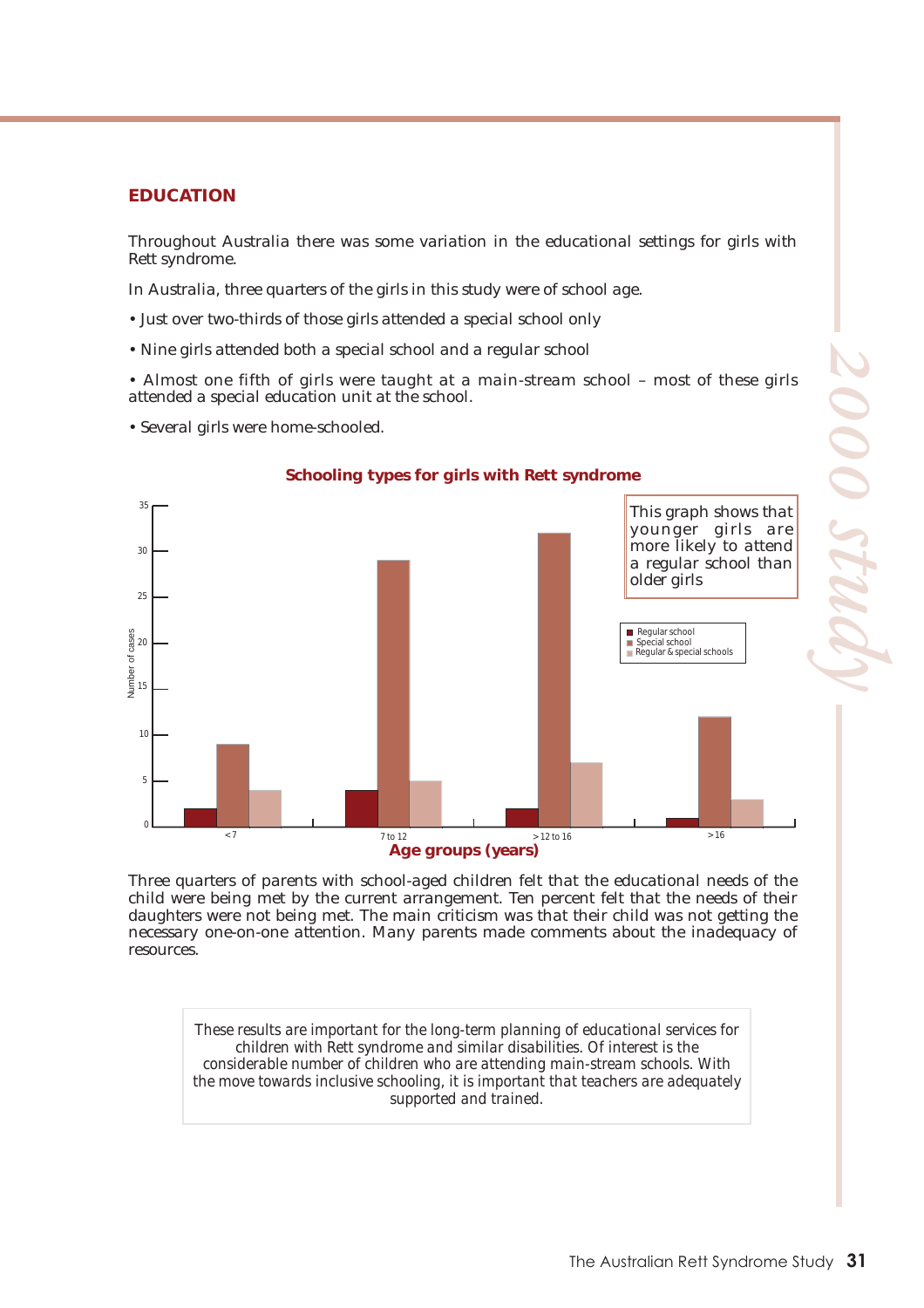## EDUCATION

Throughout Australia there was some variation in the educational settings for girls with Rett syndrome.

In Australia, three quarters of the girls in this study were of school age.

- Just over two-thirds of those girls attended a special school only
- Nine girls attended both a special school and a regular school
- Almost one fifth of girls were taught at a main-stream school – most of these girls attended a special education unit at the school.
- Several girls were home-schooled.

**Schooling types for girls with Rett syndrome**

This graph shows that younger girls are more likely to attend a regular school than older girls

| Age groups (years) | Regular school | Special school | Regular & special schools |
|---|---|---|---|
| < 7 | 2 | 9 | 4 |
| 7 to 12 | 4 | 29 | 5 |
| > 12 to 16 | 2 | 32 | 7 |
| > 16 | 1 | 12 | 3 |

Three quarters of parents with school-aged children felt that the educational needs of the child were being met by the current arrangement. Ten percent felt that the needs of their daughters were not being met. The main criticism was that their child was not getting the necessary one-on-one attention. Many parents made comments about the inadequacy of resources.

*These results are important for the long-term planning of educational services for children with Rett syndrome and similar disabilities. Of interest is the considerable number of children who are attending main-stream schools. With the move towards inclusive schooling, it is important that teachers are adequately supported and trained.*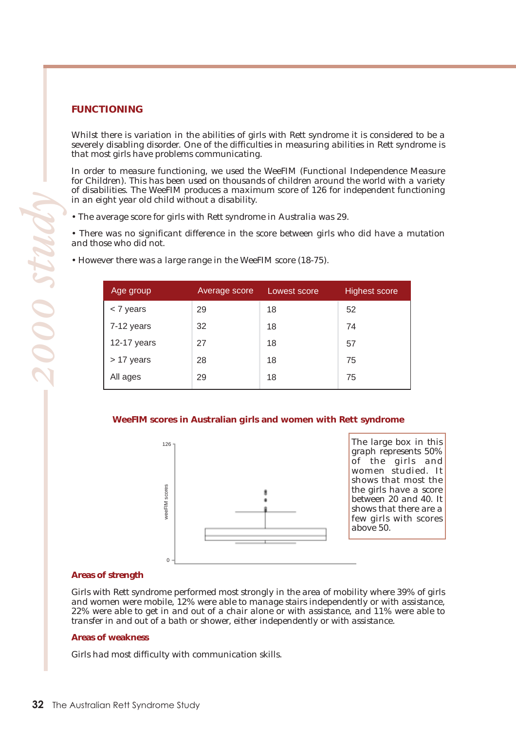## FUNCTIONING

Whilst there is variation in the abilities of girls with Rett syndrome it is considered to be a severely disabling disorder. One of the difficulties in measuring abilities in Rett syndrome is that most girls have problems communicating.

In order to measure functioning, we used the WeeFIM (Functional Independence Measure for Children). This has been used on thousands of children around the world with a variety of disabilities. The WeeFIM produces a maximum score of 126 for independent functioning in an eight year old child without a disability.

- The average score for girls with Rett syndrome in Australia was 29.
- There was no significant difference in the score between girls who did have a mutation and those who did not.
- However there was a large range in the WeeFIM score (18-75).

| Age group | Average score | Lowest score | Highest score |
|---|---|---|---|
| < 7 years | 29 | 18 | 52 |
| 7-12 years | 32 | 18 | 74 |
| 12-17 years | 27 | 18 | 57 |
| > 17 years | 28 | 18 | 75 |
| All ages | 29 | 18 | 75 |

**WeeFIM scores in Australian girls and women with Rett syndrome**

The large box in this graph represents 50% of the girls and women studied. It shows that most the the girls have a score between 20 and 40. It shows that there are a few girls with scores above 50.

### Areas of strength

Girls with Rett syndrome performed most strongly in the area of mobility where 39% of girls and women were mobile, 12% were able to manage stairs independently or with assistance, 22% were able to get in and out of a chair alone or with assistance, and 11% were able to transfer in and out of a bath or shower, either independently or with assistance.

### Areas of weakness

Girls had most difficulty with communication skills.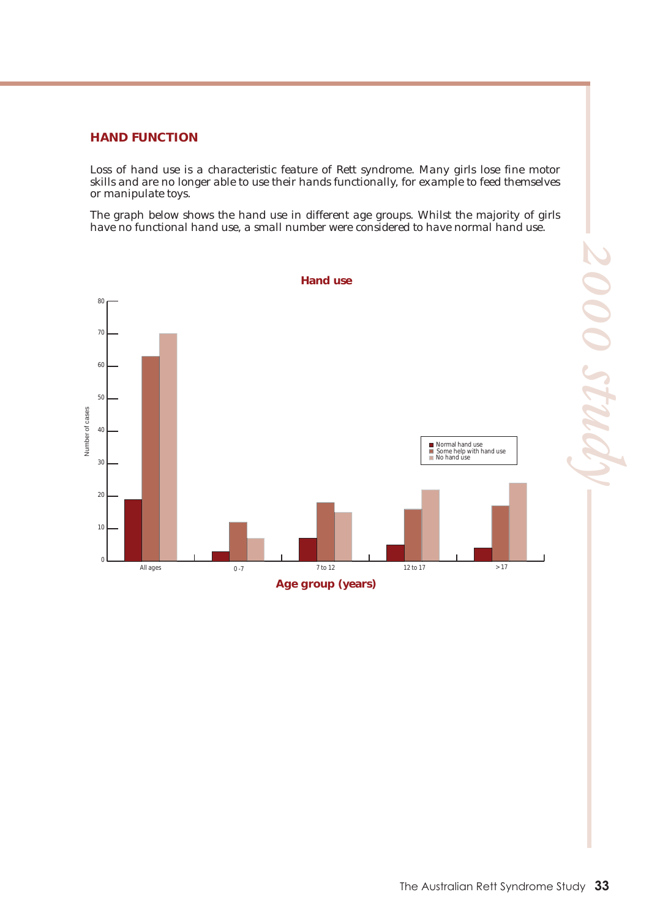## HAND FUNCTION

Loss of hand use is a characteristic feature of Rett syndrome. Many girls lose fine motor skills and are no longer able to use their hands functionally, for example to feed themselves or manipulate toys.

The graph below shows the hand use in different age groups. Whilst the majority of girls have no functional hand use, a small number were considered to have normal hand use.

**Hand use**

| Age group (years) | Normal hand use | Some help with hand use | No hand use |
|---|---|---|---|
| All ages | 19 | 63 | 70 |
| 0 - 7 | 3 | 12 | 7 |
| 7 to 12 | 7 | 18 | 15 |
| 12 to 17 | 5 | 16 | 22 |
| > 17 | 4 | 17 | 24 |

Number of cases

**Age group (years)**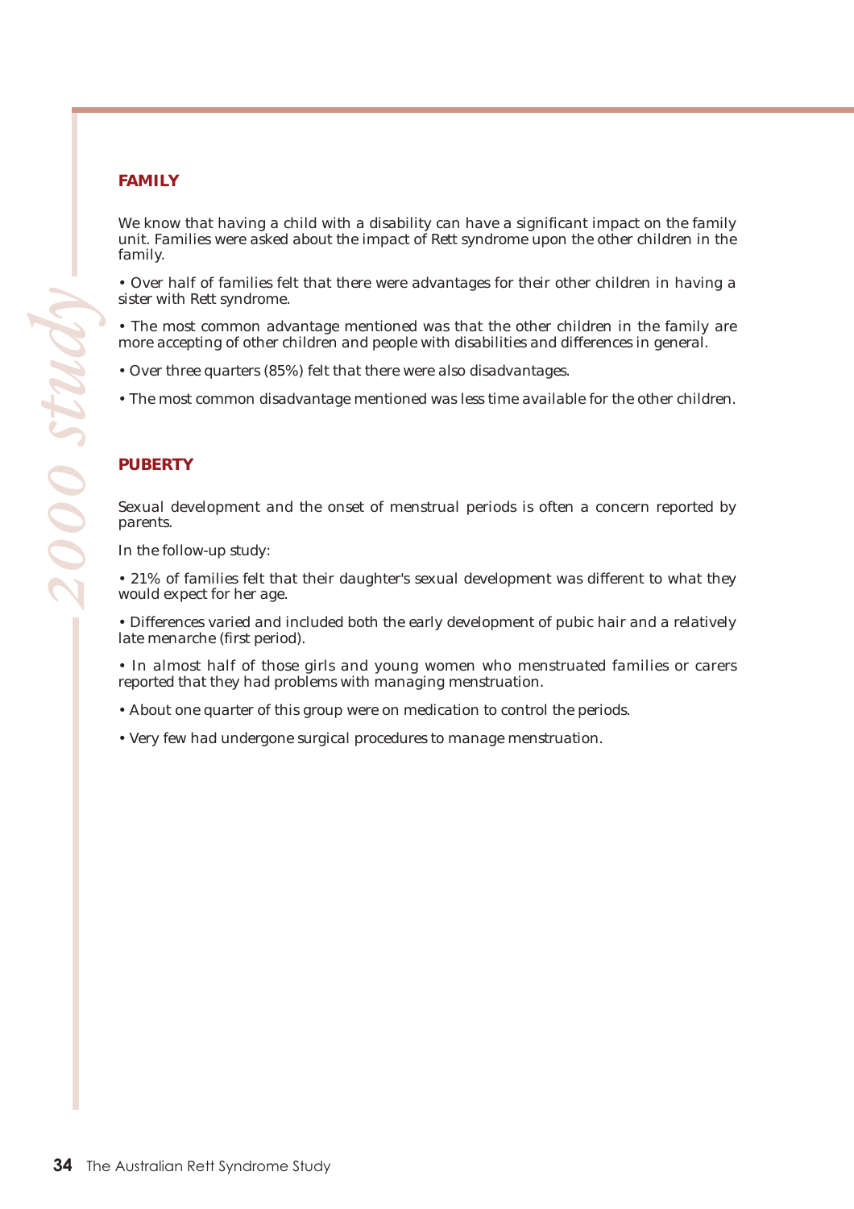## FAMILY

We know that having a child with a disability can have a significant impact on the family unit. Families were asked about the impact of Rett syndrome upon the other children in the family.

• Over half of families felt that there were advantages for their other children in having a sister with Rett syndrome.

• The most common advantage mentioned was that the other children in the family are more accepting of other children and people with disabilities and differences in general.

• Over three quarters (85%) felt that there were also disadvantages.

• The most common disadvantage mentioned was less time available for the other children.

## PUBERTY

Sexual development and the onset of menstrual periods is often a concern reported by parents.

In the follow-up study:

• 21% of families felt that their daughter's sexual development was different to what they would expect for her age.

• Differences varied and included both the early development of pubic hair and a relatively late menarche (first period).

• In almost half of those girls and young women who menstruated families or carers reported that they had problems with managing menstruation.

• About one quarter of this group were on medication to control the periods.

• Very few had undergone surgical procedures to manage menstruation.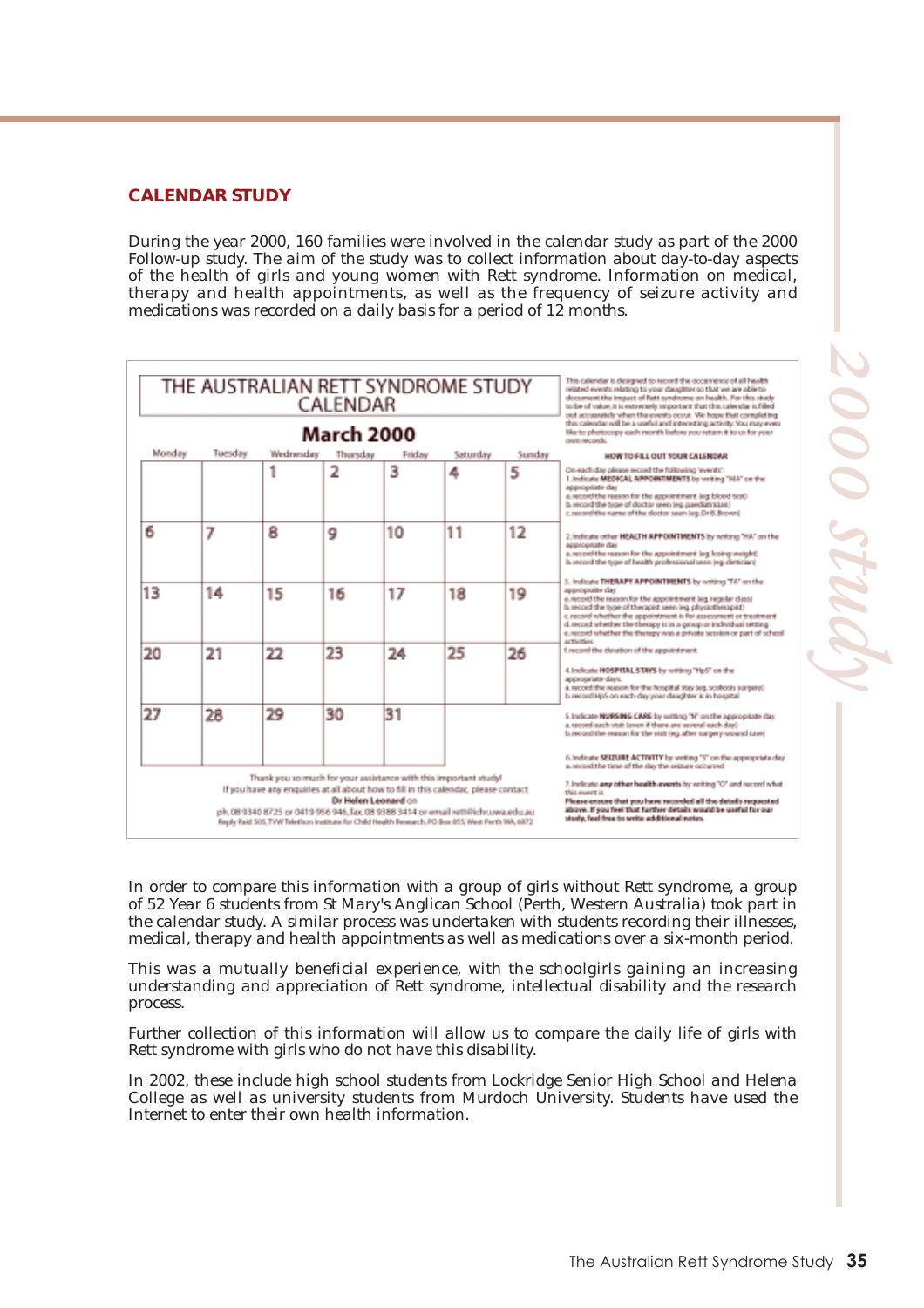## CALENDAR STUDY

During the year 2000, 160 families were involved in the calendar study as part of the 2000 Follow-up study. The aim of the study was to collect information about day-to-day aspects of the health of girls and young women with Rett syndrome. Information on medical, therapy and health appointments, as well as the frequency of seizure activity and medications was recorded on a daily basis for a period of 12 months.

**THE AUSTRALIAN RETT SYNDROME STUDY CALENDAR**

**March 2000**

| Monday | Tuesday | Wednesday | Thursday | Friday | Saturday | Sunday |
|---|---|---|---|---|---|---|
| | | 1 | 2 | 3 | 4 | 5 |
| 6 | 7 | 8 | 9 | 10 | 11 | 12 |
| 13 | 14 | 15 | 16 | 17 | 18 | 19 |
| 20 | 21 | 22 | 23 | 24 | 25 | 26 |
| 27 | 28 | 29 | 30 | 31 | | |

Thank you so much for your assistance with this important study!
If you have any enquiries at all about how to fill in this calendar, please contact
**Dr Helen Leonard** on
ph. 08 9340 8725 or 0419 956 946, fax 08 9388 3414 or email rett@ichr.uwa.edu.au
Reply Paid 505, TVW Telethon Institute for Child Health Research, PO Box 855, West Perth WA, 6872

This calendar is designed to record the occurrence of all health related events relating to your daughter so that we are able to document the impact of Rett syndrome on health. For this study to be of value, it is extremely important that this calendar is filled out accurately when the events occur. We hope that completing this calendar will be a useful and interesting activity. You may even like to photocopy each month before you return it to us for your own records.

**HOW TO FILL OUT YOUR CALENDAR**

On each day please record the following 'events':

1. Indicate **MEDICAL APPOINTMENTS** by writing "MA" on the appropriate day
   a. record the reason for the appointment (eg. blood test)
   b. record the type of doctor seen (eg. paediatrician)
   c. record the name of the doctor seen (eg. Dr B. Brown)
2. Indicate other **HEALTH APPOINTMENTS** by writing "HA" on the appropriate day
   a. record the reason for the appointment (eg. losing weight)
   b. record the type of health professional seen (eg. dietician)
3. Indicate **THERAPY APPOINTMENTS** by writing "TA" on the appropriate day
   a. record the reason for the appointment (eg. regular class)
   b. record the type of therapist seen (eg. physiotherapist)
   c. record whether the appointment is for assessment or treatment
   d. record whether the therapy is in a group or individual setting
   e. record whether the therapy was a private session or part of school activities
   f. record the duration of the appointment
4. Indicate **HOSPITAL STAYS** by writing "HpS" on the appropriate days
   a. record the reason for the hospital stay (eg. scoliosis surgery)
   b. record HpS on each day your daughter is in hospital
5. Indicate **NURSING CARE** by writing "N" on the appropriate day
   a. record each visit (even if there are several each day)
   b. record the reason for the visit (eg. after surgery wound care)
6. Indicate **SEIZURE ACTIVITY** by writing "S" on the appropriate day
   a. record the time of the day the seizure occurred
7. Indicate **any other health events** by writing "O" and record what this event is

**Please ensure that you have recorded all the details requested above. If you feel that further details would be useful for our study, feel free to write additional notes.**

In order to compare this information with a group of girls without Rett syndrome, a group of 52 Year 6 students from St Mary's Anglican School (Perth, Western Australia) took part in the calendar study. A similar process was undertaken with students recording their illnesses, medical, therapy and health appointments as well as medications over a six-month period.

This was a mutually beneficial experience, with the schoolgirls gaining an increasing understanding and appreciation of Rett syndrome, intellectual disability and the research process.

Further collection of this information will allow us to compare the daily life of girls with Rett syndrome with girls who do not have this disability.

In 2002, these include high school students from Lockridge Senior High School and Helena College as well as university students from Murdoch University. Students have used the Internet to enter their own health information.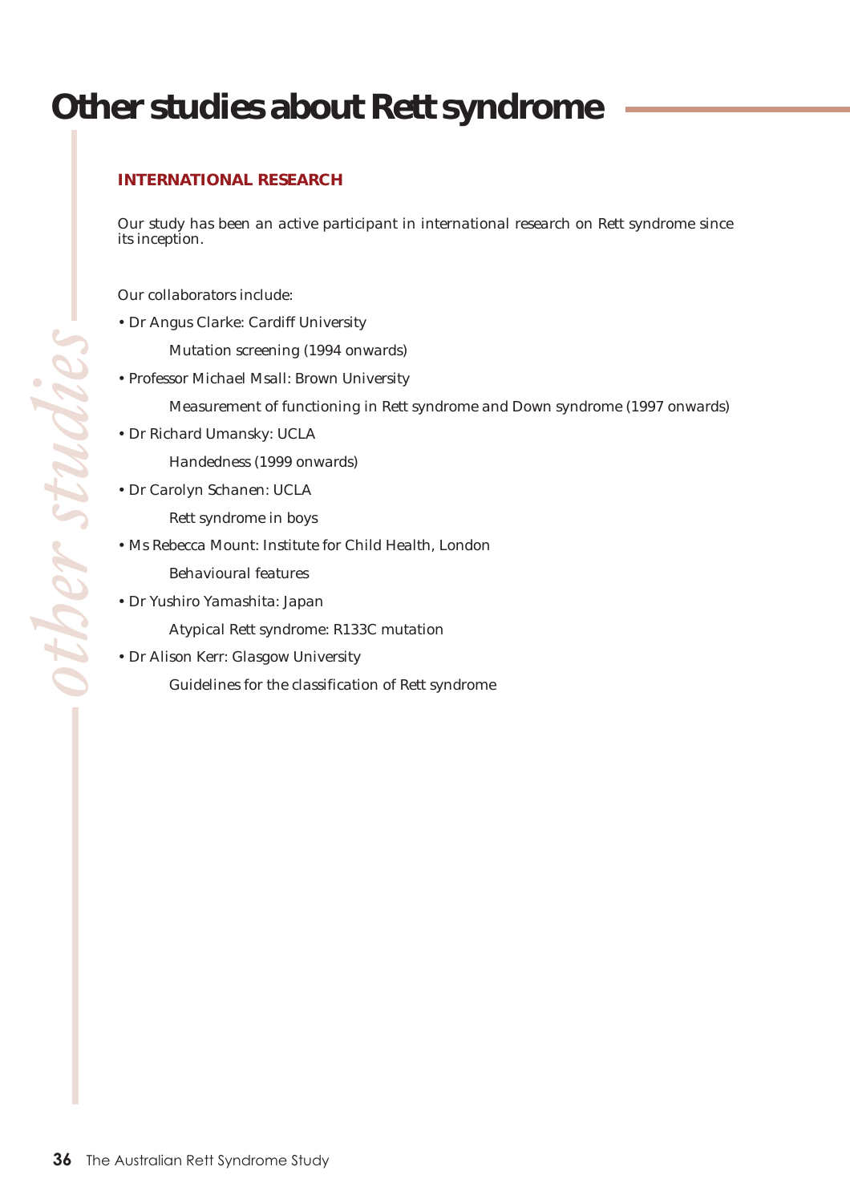# Other studies about Rett syndrome

## INTERNATIONAL RESEARCH

Our study has been an active participant in international research on Rett syndrome since its inception.

Our collaborators include:

- Dr Angus Clarke: Cardiff University
  
  Mutation screening (1994 onwards)
- Professor Michael Msall: Brown University
  
  Measurement of functioning in Rett syndrome and Down syndrome (1997 onwards)
- Dr Richard Umansky: UCLA
  
  Handedness (1999 onwards)
- Dr Carolyn Schanen: UCLA
  
  Rett syndrome in boys
- Ms Rebecca Mount: Institute for Child Health, London
  
  Behavioural features
- Dr Yushiro Yamashita: Japan
  
  Atypical Rett syndrome: R133C mutation
- Dr Alison Kerr: Glasgow University
  
  Guidelines for the classification of Rett syndrome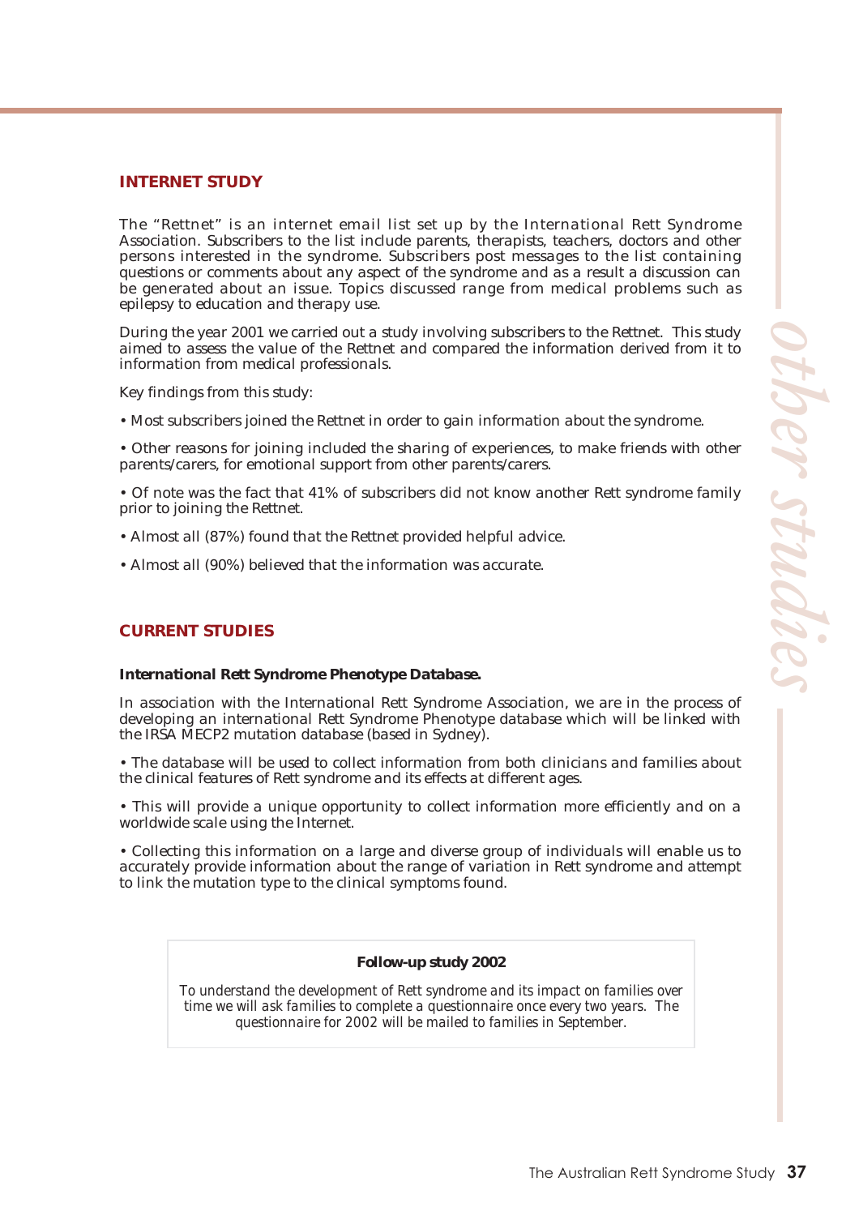## INTERNET STUDY

The "Rettnet" is an internet email list set up by the International Rett Syndrome Association. Subscribers to the list include parents, therapists, teachers, doctors and other persons interested in the syndrome. Subscribers post messages to the list containing questions or comments about any aspect of the syndrome and as a result a discussion can be generated about an issue. Topics discussed range from medical problems such as epilepsy to education and therapy use.

During the year 2001 we carried out a study involving subscribers to the Rettnet. This study aimed to assess the value of the Rettnet and compared the information derived from it to information from medical professionals.

Key findings from this study:

• Most subscribers joined the Rettnet in order to gain information about the syndrome.

• Other reasons for joining included the sharing of experiences, to make friends with other parents/carers, for emotional support from other parents/carers.

• Of note was the fact that 41% of subscribers did not know another Rett syndrome family prior to joining the Rettnet.

• Almost all (87%) found that the Rettnet provided helpful advice.

• Almost all (90%) believed that the information was accurate.

## CURRENT STUDIES

**International Rett Syndrome Phenotype Database.**

In association with the International Rett Syndrome Association, we are in the process of developing an international Rett Syndrome Phenotype database which will be linked with the IRSA MECP2 mutation database (based in Sydney).

• The database will be used to collect information from both clinicians and families about the clinical features of Rett syndrome and its effects at different ages.

• This will provide a unique opportunity to collect information more efficiently and on a worldwide scale using the Internet.

• Collecting this information on a large and diverse group of individuals will enable us to accurately provide information about the range of variation in Rett syndrome and attempt to link the mutation type to the clinical symptoms found.

**Follow-up study 2002**

*To understand the development of Rett syndrome and its impact on families over time we will ask families to complete a questionnaire once every two years. The questionnaire for 2002 will be mailed to families in September.*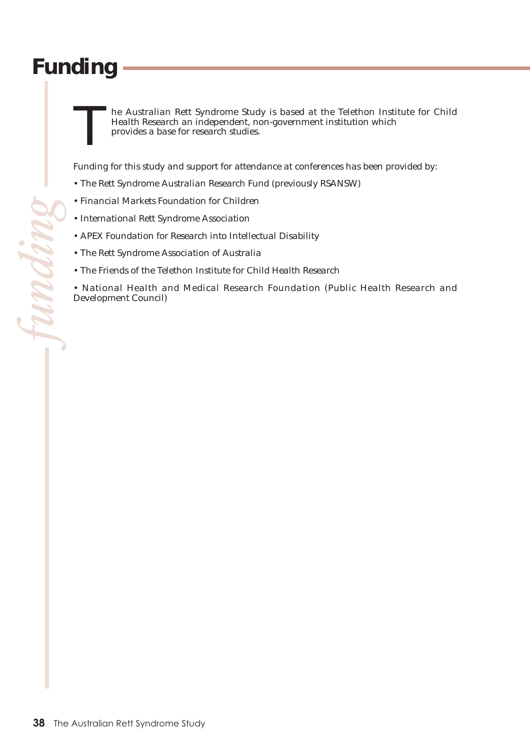# Funding

The Australian Rett Syndrome Study is based at the Telethon Institute for Child Health Research an independent, non-government institution which provides a base for research studies.

Funding for this study and support for attendance at conferences has been provided by:

- The Rett Syndrome Australian Research Fund (previously RSANSW)
- Financial Markets Foundation for Children
- International Rett Syndrome Association
- APEX Foundation for Research into Intellectual Disability
- The Rett Syndrome Association of Australia
- The Friends of the Telethon Institute for Child Health Research
- National Health and Medical Research Foundation (Public Health Research and Development Council)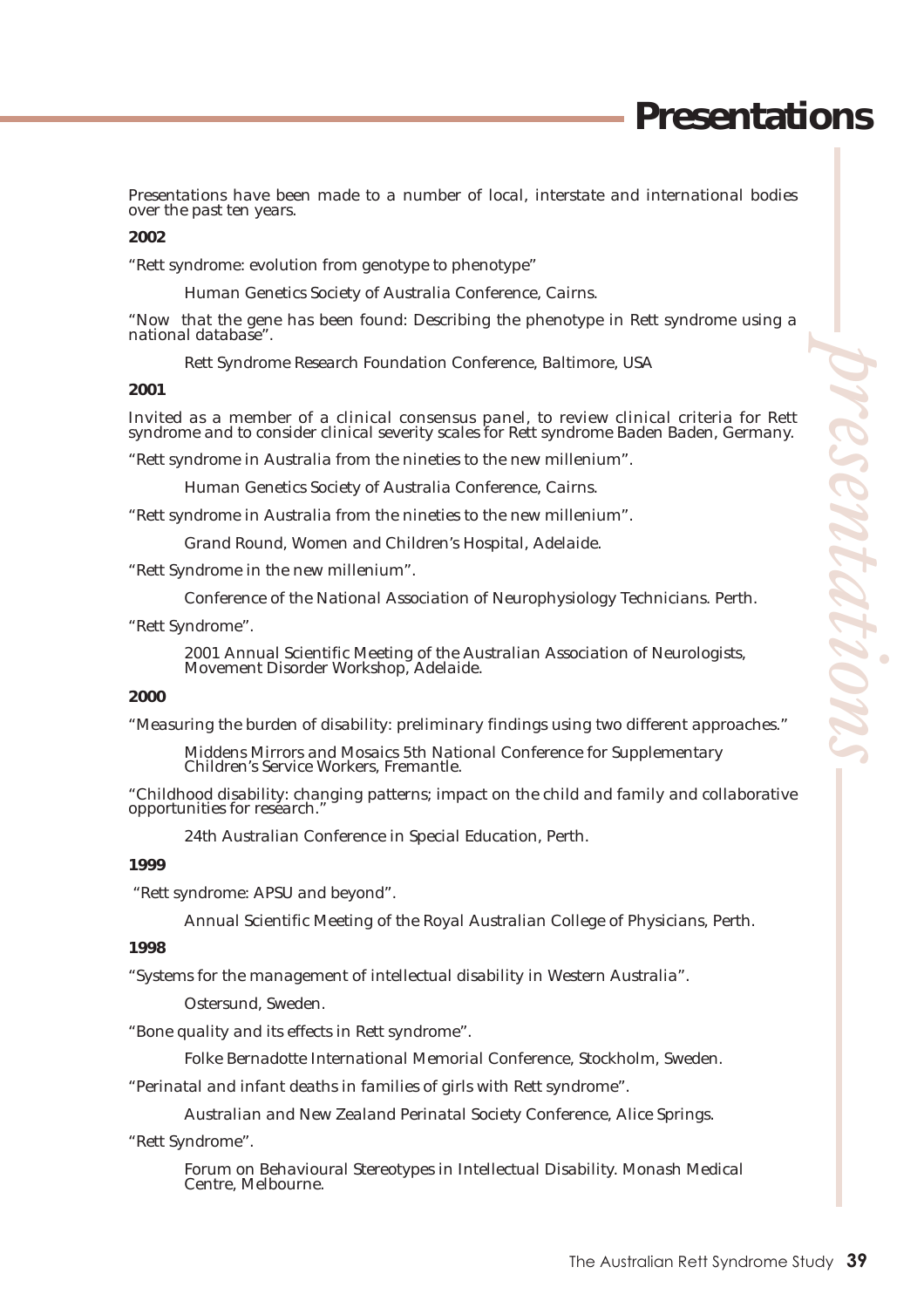# Presentations

Presentations have been made to a number of local, interstate and international bodies over the past ten years.

**2002**

"Rett syndrome: evolution from genotype to phenotype"

> Human Genetics Society of Australia Conference, Cairns.

"Now that the gene has been found: Describing the phenotype in Rett syndrome using a national database".

> Rett Syndrome Research Foundation Conference, Baltimore, USA

**2001**

Invited as a member of a clinical consensus panel, to review clinical criteria for Rett syndrome and to consider clinical severity scales for Rett syndrome Baden Baden, Germany.

"Rett syndrome in Australia from the nineties to the new millenium".

> Human Genetics Society of Australia Conference, Cairns.

"Rett syndrome in Australia from the nineties to the new millenium".

> Grand Round, Women and Children's Hospital, Adelaide.

"Rett Syndrome in the new millenium".

> Conference of the National Association of Neurophysiology Technicians. Perth.

"Rett Syndrome".

> 2001 Annual Scientific Meeting of the Australian Association of Neurologists, Movement Disorder Workshop, Adelaide.

**2000**

"Measuring the burden of disability: preliminary findings using two different approaches."

> Middens Mirrors and Mosaics 5th National Conference for Supplementary Children's Service Workers, Fremantle.

"Childhood disability: changing patterns; impact on the child and family and collaborative opportunities for research."

> 24th Australian Conference in Special Education, Perth.

**1999**

"Rett syndrome: APSU and beyond".

> Annual Scientific Meeting of the Royal Australian College of Physicians, Perth.

**1998**

"Systems for the management of intellectual disability in Western Australia".

> Ostersund, Sweden.

"Bone quality and its effects in Rett syndrome".

> Folke Bernadotte International Memorial Conference, Stockholm, Sweden.

"Perinatal and infant deaths in families of girls with Rett syndrome".

> Australian and New Zealand Perinatal Society Conference, Alice Springs.

"Rett Syndrome".

> Forum on Behavioural Stereotypes in Intellectual Disability. Monash Medical Centre, Melbourne.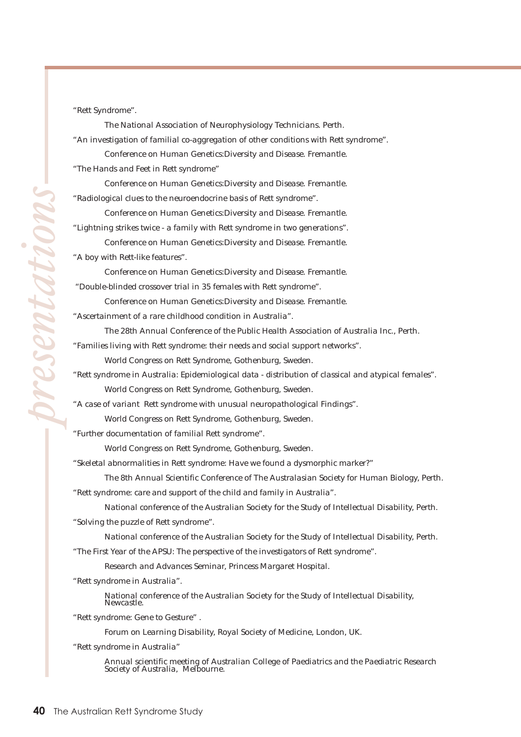*presentations*

"Rett Syndrome".

The National Association of Neurophysiology Technicians. Perth.

"An investigation of familial co-aggregation of other conditions with Rett syndrome".

Conference on Human Genetics:Diversity and Disease. Fremantle.

"The Hands and Feet in Rett syndrome"

Conference on Human Genetics:Diversity and Disease. Fremantle.

"Radiological clues to the neuroendocrine basis of Rett syndrome".

Conference on Human Genetics:Diversity and Disease. Fremantle.

"Lightning strikes twice - a family with Rett syndrome in two generations".

Conference on Human Genetics:Diversity and Disease. Fremantle.

"A boy with Rett-like features".

Conference on Human Genetics:Diversity and Disease. Fremantle.

"Double-blinded crossover trial in 35 females with Rett syndrome".

Conference on Human Genetics:Diversity and Disease. Fremantle.

"Ascertainment of a rare childhood condition in Australia".

The 28th Annual Conference of the Public Health Association of Australia Inc., Perth.

"Families living with Rett syndrome: their needs and social support networks".

World Congress on Rett Syndrome, Gothenburg, Sweden.

"Rett syndrome in Australia: Epidemiological data - distribution of classical and atypical females".

World Congress on Rett Syndrome, Gothenburg, Sweden.

"A case of variant Rett syndrome with unusual neuropathological Findings".

World Congress on Rett Syndrome, Gothenburg, Sweden.

"Further documentation of familial Rett syndrome".

World Congress on Rett Syndrome, Gothenburg, Sweden.

"Skeletal abnormalities in Rett syndrome: Have we found a dysmorphic marker?"

The 8th Annual Scientific Conference of The Australasian Society for Human Biology, Perth.

"Rett syndrome: care and support of the child and family in Australia".

National conference of the Australian Society for the Study of Intellectual Disability, Perth.

"Solving the puzzle of Rett syndrome".

National conference of the Australian Society for the Study of Intellectual Disability, Perth.

"The First Year of the APSU: The perspective of the investigators of Rett syndrome".

Research and Advances Seminar, Princess Margaret Hospital.

"Rett syndrome in Australia".

National conference of the Australian Society for the Study of Intellectual Disability, Newcastle.

"Rett syndrome: Gene to Gesture" .

Forum on Learning Disability, Royal Society of Medicine, London, UK.

"Rett syndrome in Australia"

Annual scientific meeting of Australian College of Paediatrics and the Paediatric Research Society of Australia, Melbourne.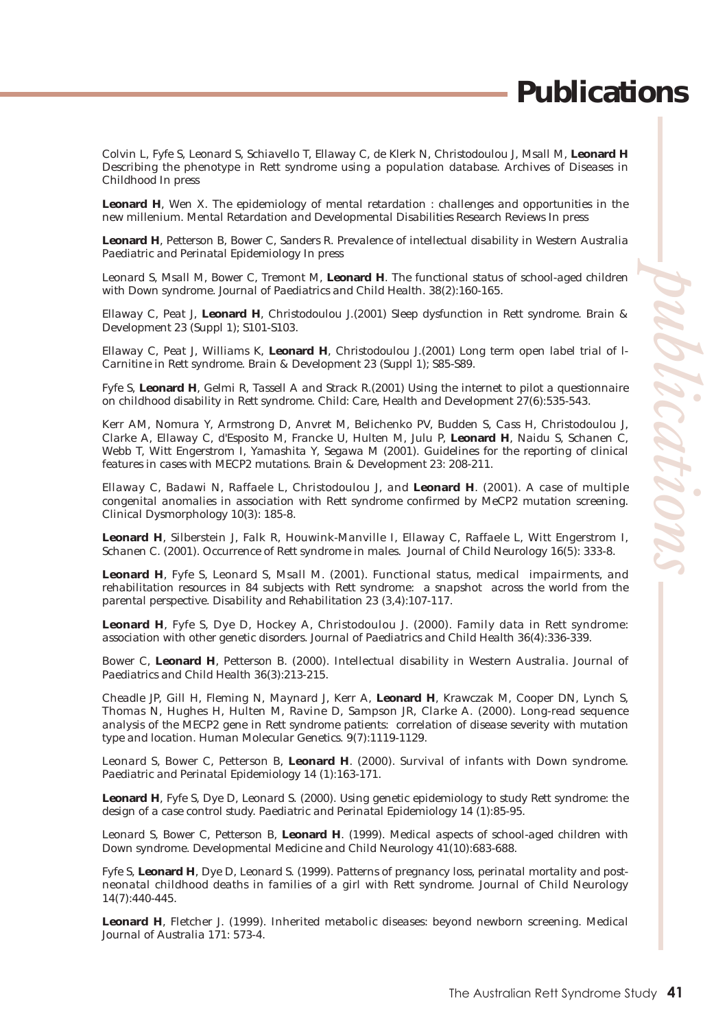# Publications

Colvin L, Fyfe S, Leonard S, Schiavello T, Ellaway C, de Klerk N, Christodoulou J, Msall M, **Leonard H** Describing the phenotype in Rett syndrome using a population database. Archives of Diseases in Childhood In press

**Leonard H**, Wen X. The epidemiology of mental retardation : challenges and opportunities in the new millenium. Mental Retardation and Developmental Disabilities Research Reviews In press

**Leonard H**, Petterson B, Bower C, Sanders R. Prevalence of intellectual disability in Western Australia Paediatric and Perinatal Epidemiology In press

Leonard S, Msall M, Bower C, Tremont M, **Leonard H**. The functional status of school-aged children with Down syndrome. Journal of Paediatrics and Child Health. 38(2):160-165.

Ellaway C, Peat J, **Leonard H**, Christodoulou J.(2001) Sleep dysfunction in Rett syndrome. Brain & Development 23 (Suppl 1); S101-S103.

Ellaway C, Peat J, Williams K, **Leonard H**, Christodoulou J.(2001) Long term open label trial of l-Carnitine in Rett syndrome. Brain & Development 23 (Suppl 1); S85-S89.

Fyfe S, **Leonard H**, Gelmi R, Tassell A and Strack R.(2001) Using the internet to pilot a questionnaire on childhood disability in Rett syndrome. Child: Care, Health and Development 27(6):535-543.

Kerr AM, Nomura Y, Armstrong D, Anvret M, Belichenko PV, Budden S, Cass H, Christodoulou J, Clarke A, Ellaway C, d'Esposito M, Francke U, Hulten M, Julu P, **Leonard H**, Naidu S, Schanen C, Webb T, Witt Engerstrom I, Yamashita Y, Segawa M (2001). Guidelines for the reporting of clinical features in cases with MECP2 mutations. Brain & Development 23: 208-211.

Ellaway C, Badawi N, Raffaele L, Christodoulou J, and **Leonard H**. (2001). A case of multiple congenital anomalies in association with Rett syndrome confirmed by MeCP2 mutation screening. Clinical Dysmorphology 10(3): 185-8.

**Leonard H**, Silberstein J, Falk R, Houwink-Manville I, Ellaway C, Raffaele L, Witt Engerstrom I, Schanen C. (2001). Occurrence of Rett syndrome in males. Journal of Child Neurology 16(5): 333-8.

**Leonard H**, Fyfe S, Leonard S, Msall M. (2001). Functional status, medical impairments, and rehabilitation resources in 84 subjects with Rett syndrome: a snapshot across the world from the parental perspective. Disability and Rehabilitation 23 (3,4):107-117.

**Leonard H**, Fyfe S, Dye D, Hockey A, Christodoulou J. (2000). Family data in Rett syndrome: association with other genetic disorders. Journal of Paediatrics and Child Health 36(4):336-339.

Bower C, **Leonard H**, Petterson B. (2000). Intellectual disability in Western Australia. Journal of Paediatrics and Child Health 36(3):213-215.

Cheadle JP, Gill H, Fleming N, Maynard J, Kerr A, **Leonard H**, Krawczak M, Cooper DN, Lynch S, Thomas N, Hughes H, Hulten M, Ravine D, Sampson JR, Clarke A. (2000). Long-read sequence analysis of the MECP2 gene in Rett syndrome patients: correlation of disease severity with mutation type and location. Human Molecular Genetics. 9(7):1119-1129.

Leonard S, Bower C, Petterson B, **Leonard H**. (2000). Survival of infants with Down syndrome. Paediatric and Perinatal Epidemiology 14 (1):163-171.

**Leonard H**, Fyfe S, Dye D, Leonard S. (2000). Using genetic epidemiology to study Rett syndrome: the design of a case control study. Paediatric and Perinatal Epidemiology 14 (1):85-95.

Leonard S, Bower C, Petterson B, **Leonard H**. (1999). Medical aspects of school-aged children with Down syndrome. Developmental Medicine and Child Neurology 41(10):683-688.

Fyfe S, **Leonard H**, Dye D, Leonard S. (1999). Patterns of pregnancy loss, perinatal mortality and post-neonatal childhood deaths in families of a girl with Rett syndrome. Journal of Child Neurology 14(7):440-445.

**Leonard H**, Fletcher J. (1999). Inherited metabolic diseases: beyond newborn screening. Medical Journal of Australia 171: 573-4.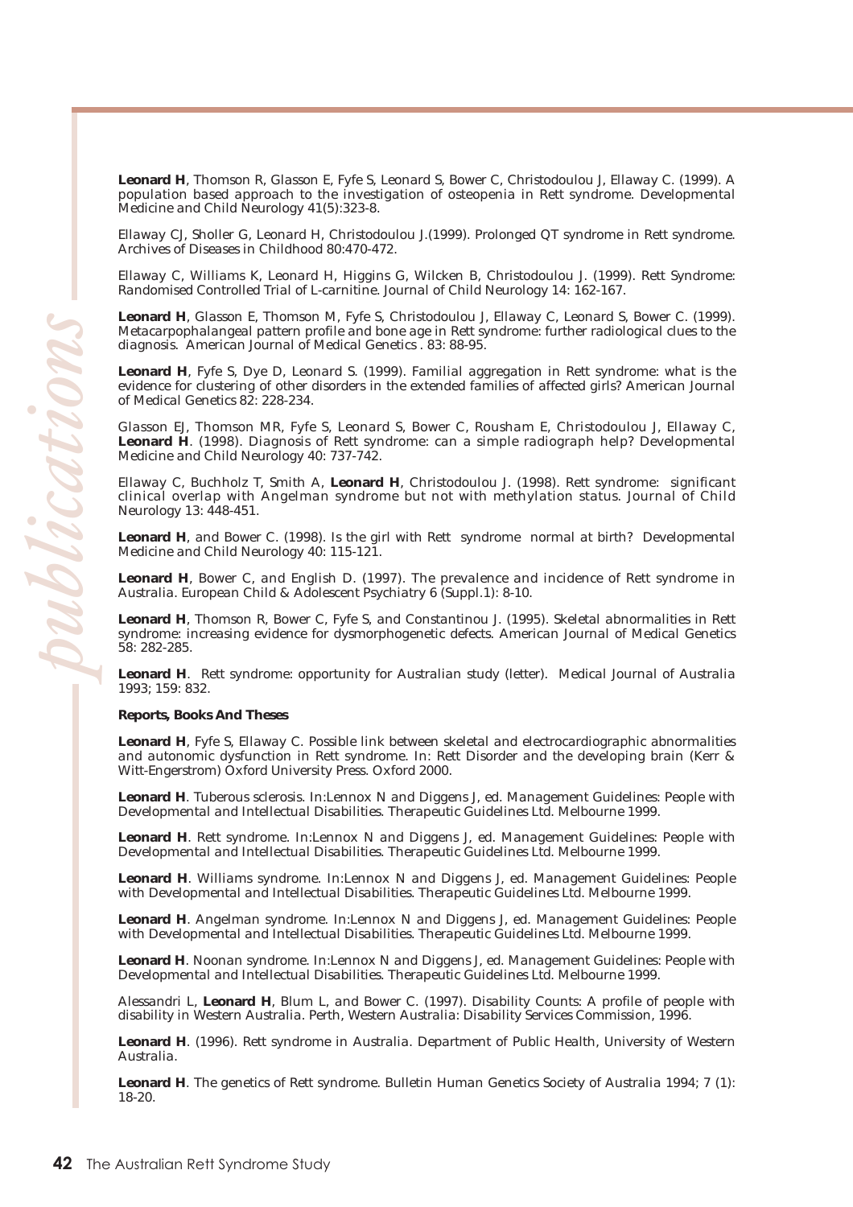**Leonard H**, Thomson R, Glasson E, Fyfe S, Leonard S, Bower C, Christodoulou J, Ellaway C. (1999). A population based approach to the investigation of osteopenia in Rett syndrome. Developmental Medicine and Child Neurology 41(5):323-8.

Ellaway CJ, Sholler G, Leonard H, Christodoulou J.(1999). Prolonged QT syndrome in Rett syndrome. Archives of Diseases in Childhood 80:470-472.

Ellaway C, Williams K, Leonard H, Higgins G, Wilcken B, Christodoulou J. (1999). Rett Syndrome: Randomised Controlled Trial of L-carnitine. Journal of Child Neurology 14: 162-167.

**Leonard H**, Glasson E, Thomson M, Fyfe S, Christodoulou J, Ellaway C, Leonard S, Bower C. (1999). Metacarpophalangeal pattern profile and bone age in Rett syndrome: further radiological clues to the diagnosis. American Journal of Medical Genetics . 83: 88-95.

**Leonard H**, Fyfe S, Dye D, Leonard S. (1999). Familial aggregation in Rett syndrome: what is the evidence for clustering of other disorders in the extended families of affected girls? American Journal of Medical Genetics 82: 228-234.

Glasson EJ, Thomson MR, Fyfe S, Leonard S, Bower C, Rousham E, Christodoulou J, Ellaway C, **Leonard H**. (1998). Diagnosis of Rett syndrome: can a simple radiograph help? Developmental Medicine and Child Neurology 40: 737-742.

Ellaway C, Buchholz T, Smith A, **Leonard H**, Christodoulou J. (1998). Rett syndrome: significant clinical overlap with Angelman syndrome but not with methylation status. Journal of Child Neurology 13: 448-451.

**Leonard H**, and Bower C. (1998). Is the girl with Rett syndrome normal at birth? Developmental Medicine and Child Neurology 40: 115-121.

**Leonard H**, Bower C, and English D. (1997). The prevalence and incidence of Rett syndrome in Australia. European Child & Adolescent Psychiatry 6 (Suppl.1): 8-10.

**Leonard H**, Thomson R, Bower C, Fyfe S, and Constantinou J. (1995). Skeletal abnormalities in Rett syndrome: increasing evidence for dysmorphogenetic defects. American Journal of Medical Genetics 58: 282-285.

**Leonard H**. Rett syndrome: opportunity for Australian study (letter). Medical Journal of Australia 1993; 159: 832.

**Reports, Books And Theses**

**Leonard H**, Fyfe S, Ellaway C. Possible link between skeletal and electrocardiographic abnormalities and autonomic dysfunction in Rett syndrome. In: Rett Disorder and the developing brain (Kerr & Witt-Engerstrom) Oxford University Press. Oxford 2000.

**Leonard H**. Tuberous sclerosis. In:Lennox N and Diggens J, ed. Management Guidelines: People with Developmental and Intellectual Disabilities. Therapeutic Guidelines Ltd. Melbourne 1999.

**Leonard H**. Rett syndrome. In:Lennox N and Diggens J, ed. Management Guidelines: People with Developmental and Intellectual Disabilities. Therapeutic Guidelines Ltd. Melbourne 1999.

**Leonard H**. Williams syndrome. In:Lennox N and Diggens J, ed. Management Guidelines: People with Developmental and Intellectual Disabilities. Therapeutic Guidelines Ltd. Melbourne 1999.

**Leonard H**. Angelman syndrome. In:Lennox N and Diggens J, ed. Management Guidelines: People with Developmental and Intellectual Disabilities. Therapeutic Guidelines Ltd. Melbourne 1999.

**Leonard H**. Noonan syndrome. In:Lennox N and Diggens J, ed. Management Guidelines: People with Developmental and Intellectual Disabilities. Therapeutic Guidelines Ltd. Melbourne 1999.

Alessandri L, **Leonard H**, Blum L, and Bower C. (1997). Disability Counts: A profile of people with disability in Western Australia. Perth, Western Australia: Disability Services Commission, 1996.

**Leonard H**. (1996). Rett syndrome in Australia. Department of Public Health, University of Western Australia.

**Leonard H**. The genetics of Rett syndrome. Bulletin Human Genetics Society of Australia 1994; 7 (1): 18-20.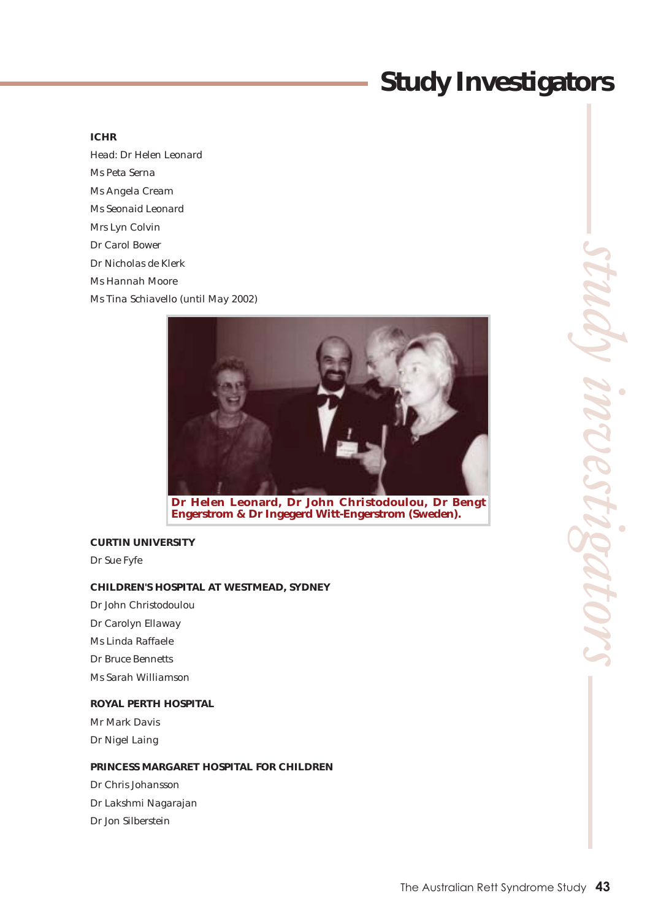# Study Investigators

**ICHR**

Head: Dr Helen Leonard
Ms Peta Serna
Ms Angela Cream
Ms Seonaid Leonard
Mrs Lyn Colvin
Dr Carol Bower
Dr Nicholas de Klerk
Ms Hannah Moore
Ms Tina Schiavello (until May 2002)

**Dr Helen Leonard, Dr John Christodoulou, Dr Bengt Engerstrom & Dr Ingegerd Witt-Engerstrom (Sweden).**

**CURTIN UNIVERSITY**

Dr Sue Fyfe

**CHILDREN'S HOSPITAL AT WESTMEAD, SYDNEY**

Dr John Christodoulou
Dr Carolyn Ellaway
Ms Linda Raffaele
Dr Bruce Bennetts
Ms Sarah Williamson

**ROYAL PERTH HOSPITAL**

Mr Mark Davis
Dr Nigel Laing

**PRINCESS MARGARET HOSPITAL FOR CHILDREN**

Dr Chris Johansson
Dr Lakshmi Nagarajan
Dr Jon Silberstein